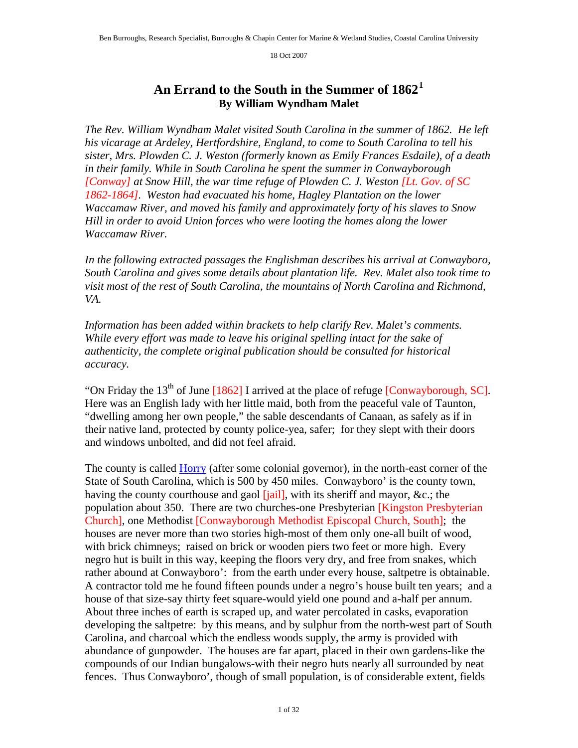Ben Burroughs, Research Specialist, Burroughs & Chapin Center for Marine & Wetland Studies, Coastal Carolina University

18 Oct 2007

# An Errand to the South in the Summer of 1862[1]
## By William Wyndham Malet

*The Rev. William Wyndham Malet visited South Carolina in the summer of 1862. He left his vicarage at Ardeley, Hertfordshire, England, to come to South Carolina to tell his sister, Mrs. Plowden C. J. Weston (formerly known as Emily Frances Esdaile), of a death in their family. While in South Carolina he spent the summer in Conwayborough [Conway] at Snow Hill, the war time refuge of Plowden C. J. Weston [Lt. Gov. of SC 1862-1864]. Weston had evacuated his home, Hagley Plantation on the lower Waccamaw River, and moved his family and approximately forty of his slaves to Snow Hill in order to avoid Union forces who were looting the homes along the lower Waccamaw River.*

*In the following extracted passages the Englishman describes his arrival at Conwayboro, South Carolina and gives some details about plantation life. Rev. Malet also took time to visit most of the rest of South Carolina, the mountains of North Carolina and Richmond, VA.*

*Information has been added within brackets to help clarify Rev. Malet's comments. While every effort was made to leave his original spelling intact for the sake of authenticity, the complete original publication should be consulted for historical accuracy.*

"ON Friday the 13th of June [1862] I arrived at the place of refuge [Conwayborough, SC]. Here was an English lady with her little maid, both from the peaceful vale of Taunton, "dwelling among her own people," the sable descendants of Canaan, as safely as if in their native land, protected by county police-yea, safer; for they slept with their doors and windows unbolted, and did not feel afraid.

The county is called Horry (after some colonial governor), in the north-east corner of the State of South Carolina, which is 500 by 450 miles. Conwayboro' is the county town, having the county courthouse and gaol [jail], with its sheriff and mayor, &c.; the population about 350. There are two churches-one Presbyterian [Kingston Presbyterian Church], one Methodist [Conwayborough Methodist Episcopal Church, South]; the houses are never more than two stories high-most of them only one-all built of wood, with brick chimneys; raised on brick or wooden piers two feet or more high. Every negro hut is built in this way, keeping the floors very dry, and free from snakes, which rather abound at Conwayboro': from the earth under every house, saltpetre is obtainable. A contractor told me he found fifteen pounds under a negro's house built ten years; and a house of that size-say thirty feet square-would yield one pound and a-half per annum. About three inches of earth is scraped up, and water percolated in casks, evaporation developing the saltpetre: by this means, and by sulphur from the north-west part of South Carolina, and charcoal which the endless woods supply, the army is provided with abundance of gunpowder. The houses are far apart, placed in their own gardens-like the compounds of our Indian bungalows-with their negro huts nearly all surrounded by neat fences. Thus Conwayboro', though of small population, is of considerable extent, fields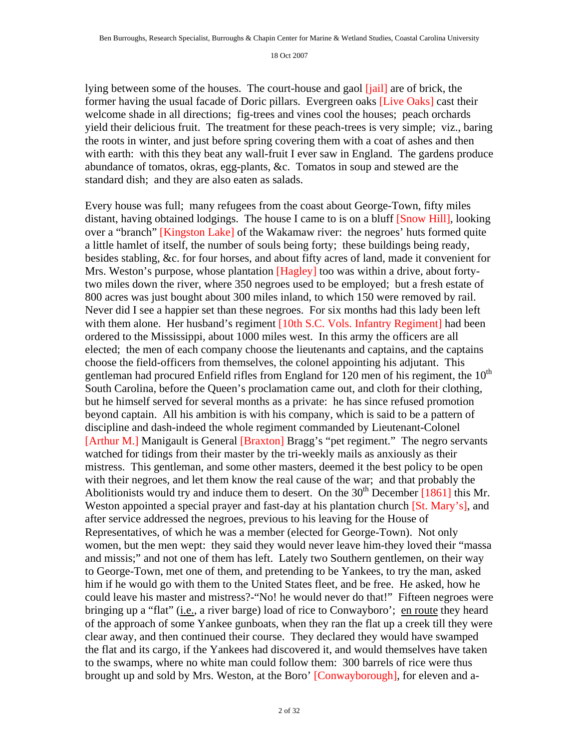lying between some of the houses. The court-house and gaol [jail] are of brick, the former having the usual facade of Doric pillars. Evergreen oaks [Live Oaks] cast their welcome shade in all directions; fig-trees and vines cool the houses; peach orchards yield their delicious fruit. The treatment for these peach-trees is very simple; viz., baring the roots in winter, and just before spring covering them with a coat of ashes and then with earth: with this they beat any wall-fruit I ever saw in England. The gardens produce abundance of tomatos, okras, egg-plants, &c. Tomatos in soup and stewed are the standard dish; and they are also eaten as salads.

Every house was full; many refugees from the coast about George-Town, fifty miles distant, having obtained lodgings. The house I came to is on a bluff [Snow Hill], looking over a "branch" [Kingston Lake] of the Wakamaw river: the negroes' huts formed quite a little hamlet of itself, the number of souls being forty; these buildings being ready, besides stabling, &c. for four horses, and about fifty acres of land, made it convenient for Mrs. Weston's purpose, whose plantation [Hagley] too was within a drive, about forty-two miles down the river, where 350 negroes used to be employed; but a fresh estate of 800 acres was just bought about 300 miles inland, to which 150 were removed by rail. Never did I see a happier set than these negroes. For six months had this lady been left with them alone. Her husband's regiment [10th S.C. Vols. Infantry Regiment] had been ordered to the Mississippi, about 1000 miles west. In this army the officers are all elected; the men of each company choose the lieutenants and captains, and the captains choose the field-officers from themselves, the colonel appointing his adjutant. This gentleman had procured Enfield rifles from England for 120 men of his regiment, the 10th South Carolina, before the Queen's proclamation came out, and cloth for their clothing, but he himself served for several months as a private: he has since refused promotion beyond captain. All his ambition is with his company, which is said to be a pattern of discipline and dash-indeed the whole regiment commanded by Lieutenant-Colonel [Arthur M.] Manigault is General [Braxton] Bragg's "pet regiment." The negro servants watched for tidings from their master by the tri-weekly mails as anxiously as their mistress. This gentleman, and some other masters, deemed it the best policy to be open with their negroes, and let them know the real cause of the war; and that probably the Abolitionists would try and induce them to desert. On the 30th December [1861] this Mr. Weston appointed a special prayer and fast-day at his plantation church [St. Mary's], and after service addressed the negroes, previous to his leaving for the House of Representatives, of which he was a member (elected for George-Town). Not only women, but the men wept: they said they would never leave him-they loved their "massa and missis;" and not one of them has left. Lately two Southern gentlemen, on their way to George-Town, met one of them, and pretending to be Yankees, to try the man, asked him if he would go with them to the United States fleet, and be free. He asked, how he could leave his master and mistress?-"No! he would never do that!" Fifteen negroes were bringing up a "flat" (i.e., a river barge) load of rice to Conwayboro'; en route they heard of the approach of some Yankee gunboats, when they ran the flat up a creek till they were clear away, and then continued their course. They declared they would have swamped the flat and its cargo, if the Yankees had discovered it, and would themselves have taken to the swamps, where no white man could follow them: 300 barrels of rice were thus brought up and sold by Mrs. Weston, at the Boro' [Conwayborough], for eleven and a-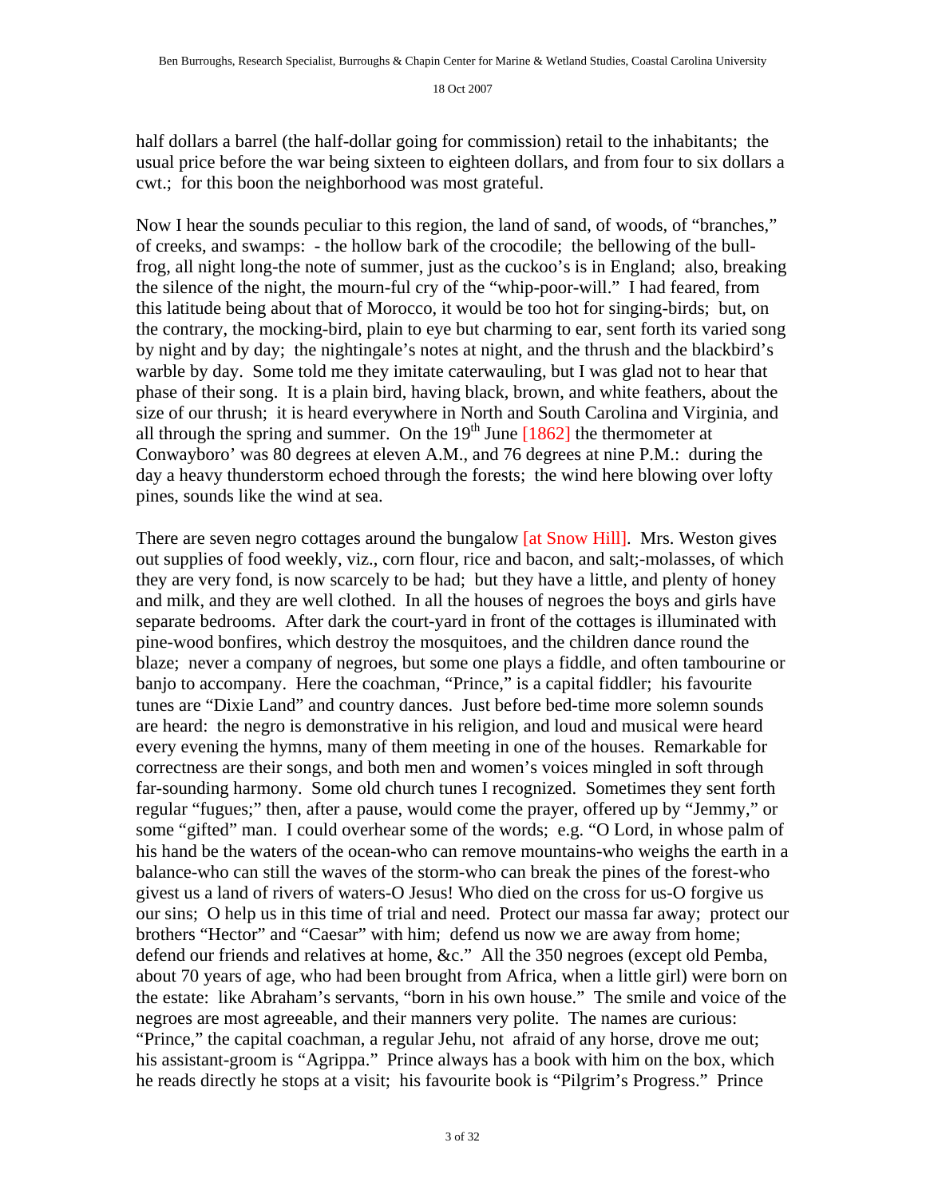half dollars a barrel (the half-dollar going for commission) retail to the inhabitants; the usual price before the war being sixteen to eighteen dollars, and from four to six dollars a cwt.; for this boon the neighborhood was most grateful.

Now I hear the sounds peculiar to this region, the land of sand, of woods, of "branches," of creeks, and swamps: - the hollow bark of the crocodile; the bellowing of the bull-frog, all night long-the note of summer, just as the cuckoo's is in England; also, breaking the silence of the night, the mourn-ful cry of the "whip-poor-will." I had feared, from this latitude being about that of Morocco, it would be too hot for singing-birds; but, on the contrary, the mocking-bird, plain to eye but charming to ear, sent forth its varied song by night and by day; the nightingale's notes at night, and the thrush and the blackbird's warble by day. Some told me they imitate caterwauling, but I was glad not to hear that phase of their song. It is a plain bird, having black, brown, and white feathers, about the size of our thrush; it is heard everywhere in North and South Carolina and Virginia, and all through the spring and summer. On the 19th June [1862] the thermometer at Conwayboro' was 80 degrees at eleven A.M., and 76 degrees at nine P.M.: during the day a heavy thunderstorm echoed through the forests; the wind here blowing over lofty pines, sounds like the wind at sea.

There are seven negro cottages around the bungalow [at Snow Hill]. Mrs. Weston gives out supplies of food weekly, viz., corn flour, rice and bacon, and salt;-molasses, of which they are very fond, is now scarcely to be had; but they have a little, and plenty of honey and milk, and they are well clothed. In all the houses of negroes the boys and girls have separate bedrooms. After dark the court-yard in front of the cottages is illuminated with pine-wood bonfires, which destroy the mosquitoes, and the children dance round the blaze; never a company of negroes, but some one plays a fiddle, and often tambourine or banjo to accompany. Here the coachman, "Prince," is a capital fiddler; his favourite tunes are "Dixie Land" and country dances. Just before bed-time more solemn sounds are heard: the negro is demonstrative in his religion, and loud and musical were heard every evening the hymns, many of them meeting in one of the houses. Remarkable for correctness are their songs, and both men and women's voices mingled in soft through far-sounding harmony. Some old church tunes I recognized. Sometimes they sent forth regular "fugues;" then, after a pause, would come the prayer, offered up by "Jemmy," or some "gifted" man. I could overhear some of the words; e.g. "O Lord, in whose palm of his hand be the waters of the ocean-who can remove mountains-who weighs the earth in a balance-who can still the waves of the storm-who can break the pines of the forest-who givest us a land of rivers of waters-O Jesus! Who died on the cross for us-O forgive us our sins; O help us in this time of trial and need. Protect our massa far away; protect our brothers "Hector" and "Caesar" with him; defend us now we are away from home; defend our friends and relatives at home, &c." All the 350 negroes (except old Pemba, about 70 years of age, who had been brought from Africa, when a little girl) were born on the estate: like Abraham's servants, "born in his own house." The smile and voice of the negroes are most agreeable, and their manners very polite. The names are curious: "Prince," the capital coachman, a regular Jehu, not afraid of any horse, drove me out; his assistant-groom is "Agrippa." Prince always has a book with him on the box, which he reads directly he stops at a visit; his favourite book is "Pilgrim's Progress." Prince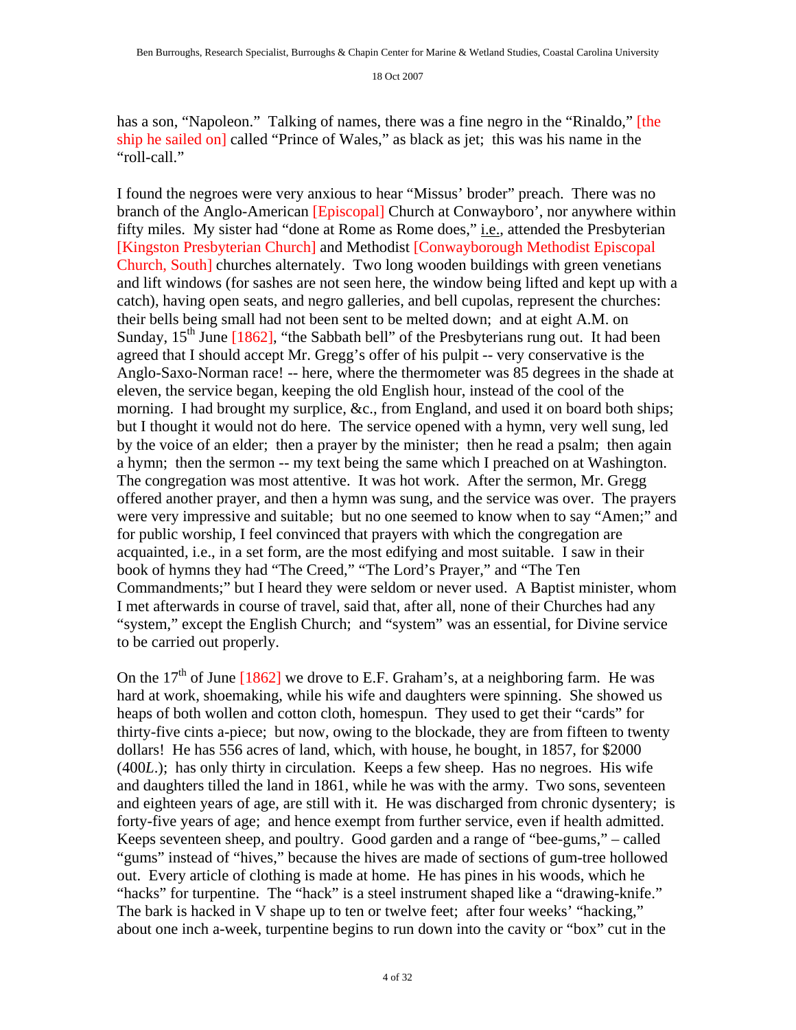has a son, "Napoleon." Talking of names, there was a fine negro in the "Rinaldo," [the ship he sailed on] called "Prince of Wales," as black as jet; this was his name in the "roll-call."

I found the negroes were very anxious to hear "Missus' broder" preach. There was no branch of the Anglo-American [Episcopal] Church at Conwayboro', nor anywhere within fifty miles. My sister had "done at Rome as Rome does," i.e., attended the Presbyterian [Kingston Presbyterian Church] and Methodist [Conwayborough Methodist Episcopal Church, South] churches alternately. Two long wooden buildings with green venetians and lift windows (for sashes are not seen here, the window being lifted and kept up with a catch), having open seats, and negro galleries, and bell cupolas, represent the churches: their bells being small had not been sent to be melted down; and at eight A.M. on Sunday, 15th June [1862], "the Sabbath bell" of the Presbyterians rung out. It had been agreed that I should accept Mr. Gregg's offer of his pulpit -- very conservative is the Anglo-Saxo-Norman race! -- here, where the thermometer was 85 degrees in the shade at eleven, the service began, keeping the old English hour, instead of the cool of the morning. I had brought my surplice, &c., from England, and used it on board both ships; but I thought it would not do here. The service opened with a hymn, very well sung, led by the voice of an elder; then a prayer by the minister; then he read a psalm; then again a hymn; then the sermon -- my text being the same which I preached on at Washington. The congregation was most attentive. It was hot work. After the sermon, Mr. Gregg offered another prayer, and then a hymn was sung, and the service was over. The prayers were very impressive and suitable; but no one seemed to know when to say "Amen;" and for public worship, I feel convinced that prayers with which the congregation are acquainted, i.e., in a set form, are the most edifying and most suitable. I saw in their book of hymns they had "The Creed," "The Lord's Prayer," and "The Ten Commandments;" but I heard they were seldom or never used. A Baptist minister, whom I met afterwards in course of travel, said that, after all, none of their Churches had any "system," except the English Church; and "system" was an essential, for Divine service to be carried out properly.

On the 17th of June [1862] we drove to E.F. Graham's, at a neighboring farm. He was hard at work, shoemaking, while his wife and daughters were spinning. She showed us heaps of both wollen and cotton cloth, homespun. They used to get their "cards" for thirty-five cints a-piece; but now, owing to the blockade, they are from fifteen to twenty dollars! He has 556 acres of land, which, with house, he bought, in 1857, for $2000 (400*L*.); has only thirty in circulation. Keeps a few sheep. Has no negroes. His wife and daughters tilled the land in 1861, while he was with the army. Two sons, seventeen and eighteen years of age, are still with it. He was discharged from chronic dysentery; is forty-five years of age; and hence exempt from further service, even if health admitted. Keeps seventeen sheep, and poultry. Good garden and a range of "bee-gums," – called "gums" instead of "hives," because the hives are made of sections of gum-tree hollowed out. Every article of clothing is made at home. He has pines in his woods, which he "hacks" for turpentine. The "hack" is a steel instrument shaped like a "drawing-knife." The bark is hacked in V shape up to ten or twelve feet; after four weeks' "hacking," about one inch a-week, turpentine begins to run down into the cavity or "box" cut in the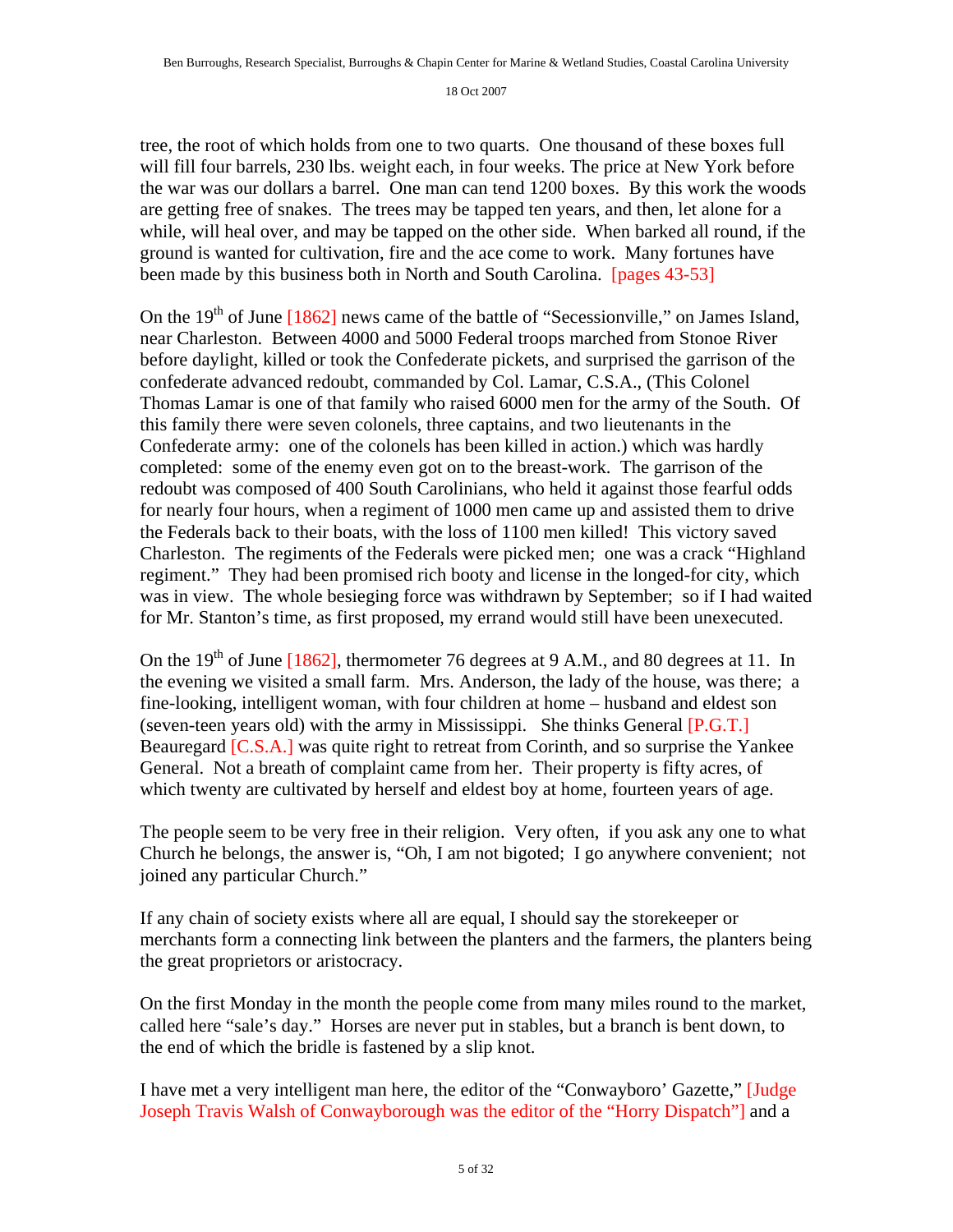tree, the root of which holds from one to two quarts. One thousand of these boxes full will fill four barrels, 230 lbs. weight each, in four weeks. The price at New York before the war was our dollars a barrel. One man can tend 1200 boxes. By this work the woods are getting free of snakes. The trees may be tapped ten years, and then, let alone for a while, will heal over, and may be tapped on the other side. When barked all round, if the ground is wanted for cultivation, fire and the ace come to work. Many fortunes have been made by this business both in North and South Carolina. [pages 43-53]

On the 19th of June [1862] news came of the battle of "Secessionville," on James Island, near Charleston. Between 4000 and 5000 Federal troops marched from Stonoe River before daylight, killed or took the Confederate pickets, and surprised the garrison of the confederate advanced redoubt, commanded by Col. Lamar, C.S.A., (This Colonel Thomas Lamar is one of that family who raised 6000 men for the army of the South. Of this family there were seven colonels, three captains, and two lieutenants in the Confederate army: one of the colonels has been killed in action.) which was hardly completed: some of the enemy even got on to the breast-work. The garrison of the redoubt was composed of 400 South Carolinians, who held it against those fearful odds for nearly four hours, when a regiment of 1000 men came up and assisted them to drive the Federals back to their boats, with the loss of 1100 men killed! This victory saved Charleston. The regiments of the Federals were picked men; one was a crack "Highland regiment." They had been promised rich booty and license in the longed-for city, which was in view. The whole besieging force was withdrawn by September; so if I had waited for Mr. Stanton's time, as first proposed, my errand would still have been unexecuted.

On the 19th of June [1862], thermometer 76 degrees at 9 A.M., and 80 degrees at 11. In the evening we visited a small farm. Mrs. Anderson, the lady of the house, was there; a fine-looking, intelligent woman, with four children at home – husband and eldest son (seven-teen years old) with the army in Mississippi. She thinks General [P.G.T.] Beauregard [C.S.A.] was quite right to retreat from Corinth, and so surprise the Yankee General. Not a breath of complaint came from her. Their property is fifty acres, of which twenty are cultivated by herself and eldest boy at home, fourteen years of age.

The people seem to be very free in their religion. Very often, if you ask any one to what Church he belongs, the answer is, "Oh, I am not bigoted; I go anywhere convenient; not joined any particular Church."

If any chain of society exists where all are equal, I should say the storekeeper or merchants form a connecting link between the planters and the farmers, the planters being the great proprietors or aristocracy.

On the first Monday in the month the people come from many miles round to the market, called here "sale's day." Horses are never put in stables, but a branch is bent down, to the end of which the bridle is fastened by a slip knot.

I have met a very intelligent man here, the editor of the "Conwayboro' Gazette," [Judge Joseph Travis Walsh of Conwayborough was the editor of the "Horry Dispatch"] and a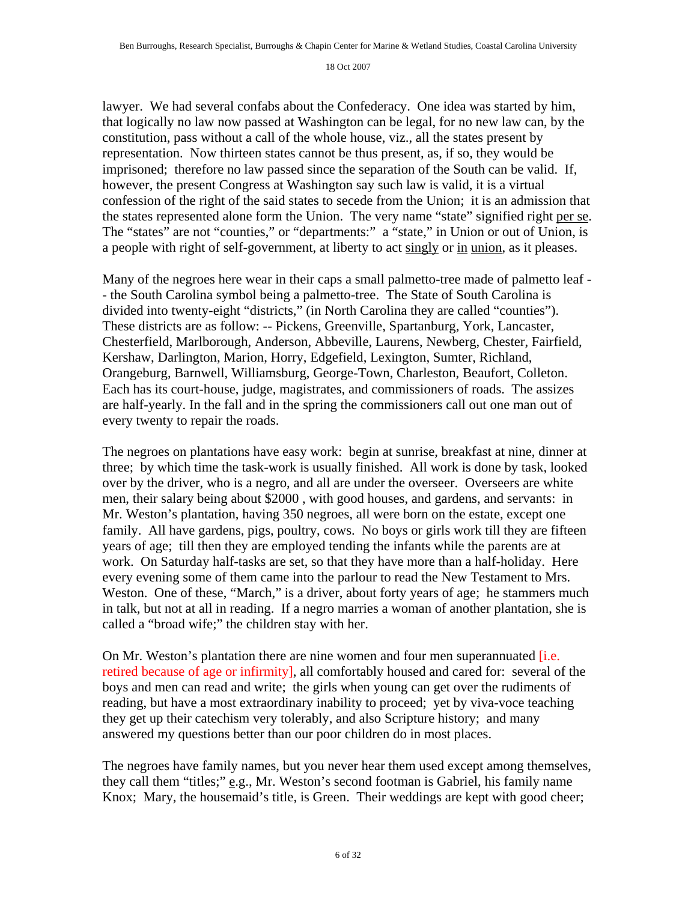lawyer. We had several confabs about the Confederacy. One idea was started by him, that logically no law now passed at Washington can be legal, for no new law can, by the constitution, pass without a call of the whole house, viz., all the states present by representation. Now thirteen states cannot be thus present, as, if so, they would be imprisoned; therefore no law passed since the separation of the South can be valid. If, however, the present Congress at Washington say such law is valid, it is a virtual confession of the right of the said states to secede from the Union; it is an admission that the states represented alone form the Union. The very name "state" signified right per se. The "states" are not "counties," or "departments:" a "state," in Union or out of Union, is a people with right of self-government, at liberty to act singly or in union, as it pleases.

Many of the negroes here wear in their caps a small palmetto-tree made of palmetto leaf -- the South Carolina symbol being a palmetto-tree. The State of South Carolina is divided into twenty-eight "districts," (in North Carolina they are called "counties"). These districts are as follow: -- Pickens, Greenville, Spartanburg, York, Lancaster, Chesterfield, Marlborough, Anderson, Abbeville, Laurens, Newberg, Chester, Fairfield, Kershaw, Darlington, Marion, Horry, Edgefield, Lexington, Sumter, Richland, Orangeburg, Barnwell, Williamsburg, George-Town, Charleston, Beaufort, Colleton. Each has its court-house, judge, magistrates, and commissioners of roads. The assizes are half-yearly. In the fall and in the spring the commissioners call out one man out of every twenty to repair the roads.

The negroes on plantations have easy work: begin at sunrise, breakfast at nine, dinner at three; by which time the task-work is usually finished. All work is done by task, looked over by the driver, who is a negro, and all are under the overseer. Overseers are white men, their salary being about $2000 , with good houses, and gardens, and servants: in Mr. Weston's plantation, having 350 negroes, all were born on the estate, except one family. All have gardens, pigs, poultry, cows. No boys or girls work till they are fifteen years of age; till then they are employed tending the infants while the parents are at work. On Saturday half-tasks are set, so that they have more than a half-holiday. Here every evening some of them came into the parlour to read the New Testament to Mrs. Weston. One of these, "March," is a driver, about forty years of age; he stammers much in talk, but not at all in reading. If a negro marries a woman of another plantation, she is called a "broad wife;" the children stay with her.

On Mr. Weston's plantation there are nine women and four men superannuated [i.e. retired because of age or infirmity], all comfortably housed and cared for: several of the boys and men can read and write; the girls when young can get over the rudiments of reading, but have a most extraordinary inability to proceed; yet by viva-voce teaching they get up their catechism very tolerably, and also Scripture history; and many answered my questions better than our poor children do in most places.

The negroes have family names, but you never hear them used except among themselves, they call them "titles;" e.g., Mr. Weston's second footman is Gabriel, his family name Knox; Mary, the housemaid's title, is Green. Their weddings are kept with good cheer;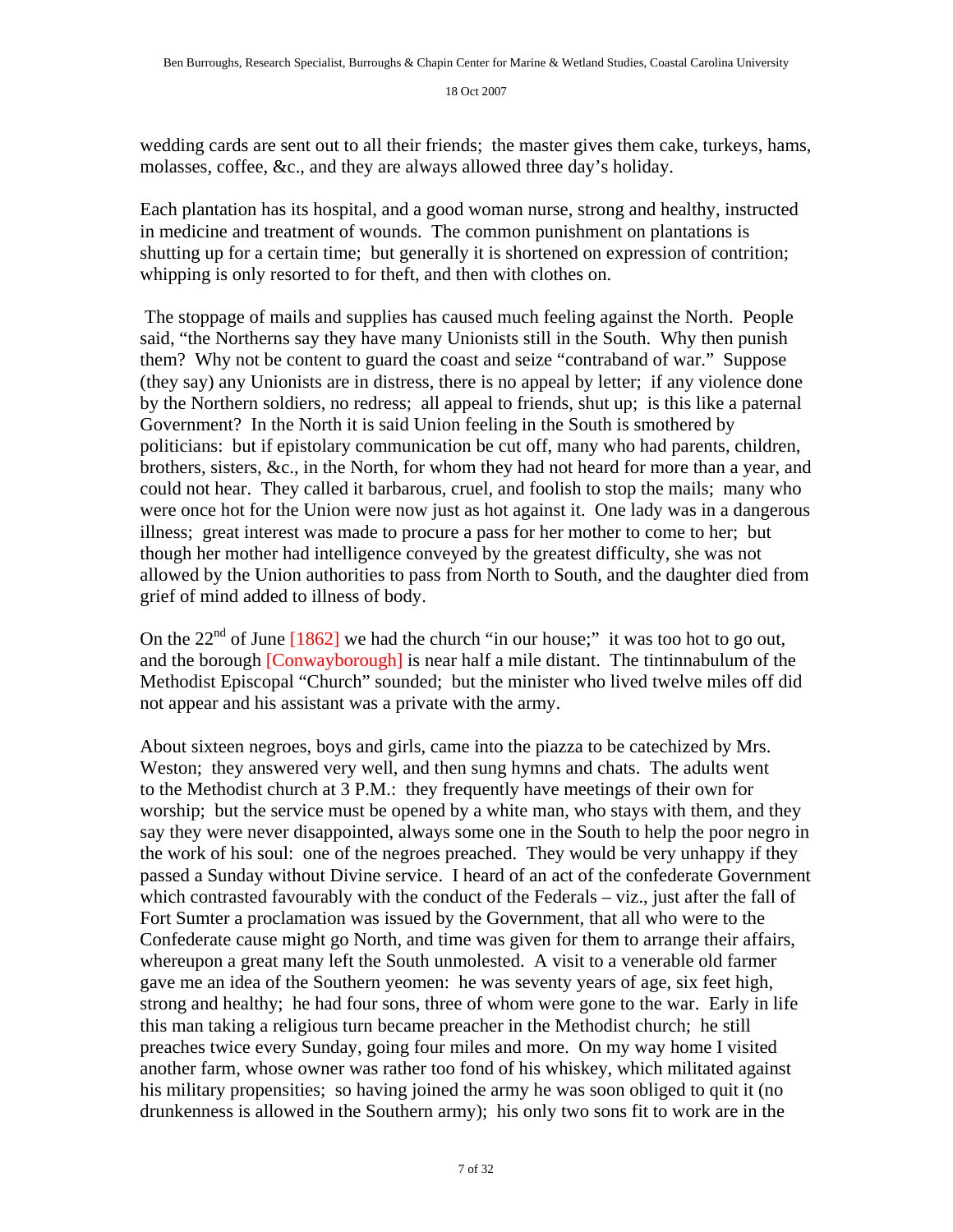wedding cards are sent out to all their friends; the master gives them cake, turkeys, hams, molasses, coffee, &c., and they are always allowed three day's holiday.

Each plantation has its hospital, and a good woman nurse, strong and healthy, instructed in medicine and treatment of wounds. The common punishment on plantations is shutting up for a certain time; but generally it is shortened on expression of contrition; whipping is only resorted to for theft, and then with clothes on.

The stoppage of mails and supplies has caused much feeling against the North. People said, "the Northerns say they have many Unionists still in the South. Why then punish them? Why not be content to guard the coast and seize "contraband of war." Suppose (they say) any Unionists are in distress, there is no appeal by letter; if any violence done by the Northern soldiers, no redress; all appeal to friends, shut up; is this like a paternal Government? In the North it is said Union feeling in the South is smothered by politicians: but if epistolary communication be cut off, many who had parents, children, brothers, sisters, &c., in the North, for whom they had not heard for more than a year, and could not hear. They called it barbarous, cruel, and foolish to stop the mails; many who were once hot for the Union were now just as hot against it. One lady was in a dangerous illness; great interest was made to procure a pass for her mother to come to her; but though her mother had intelligence conveyed by the greatest difficulty, she was not allowed by the Union authorities to pass from North to South, and the daughter died from grief of mind added to illness of body.

On the 22nd of June [1862] we had the church "in our house;" it was too hot to go out, and the borough [Conwayborough] is near half a mile distant. The tintinnabulum of the Methodist Episcopal "Church" sounded; but the minister who lived twelve miles off did not appear and his assistant was a private with the army.

About sixteen negroes, boys and girls, came into the piazza to be catechized by Mrs. Weston; they answered very well, and then sung hymns and chats. The adults went to the Methodist church at 3 P.M.: they frequently have meetings of their own for worship; but the service must be opened by a white man, who stays with them, and they say they were never disappointed, always some one in the South to help the poor negro in the work of his soul: one of the negroes preached. They would be very unhappy if they passed a Sunday without Divine service. I heard of an act of the confederate Government which contrasted favourably with the conduct of the Federals – viz., just after the fall of Fort Sumter a proclamation was issued by the Government, that all who were to the Confederate cause might go North, and time was given for them to arrange their affairs, whereupon a great many left the South unmolested. A visit to a venerable old farmer gave me an idea of the Southern yeomen: he was seventy years of age, six feet high, strong and healthy; he had four sons, three of whom were gone to the war. Early in life this man taking a religious turn became preacher in the Methodist church; he still preaches twice every Sunday, going four miles and more. On my way home I visited another farm, whose owner was rather too fond of his whiskey, which militated against his military propensities; so having joined the army he was soon obliged to quit it (no drunkenness is allowed in the Southern army); his only two sons fit to work are in the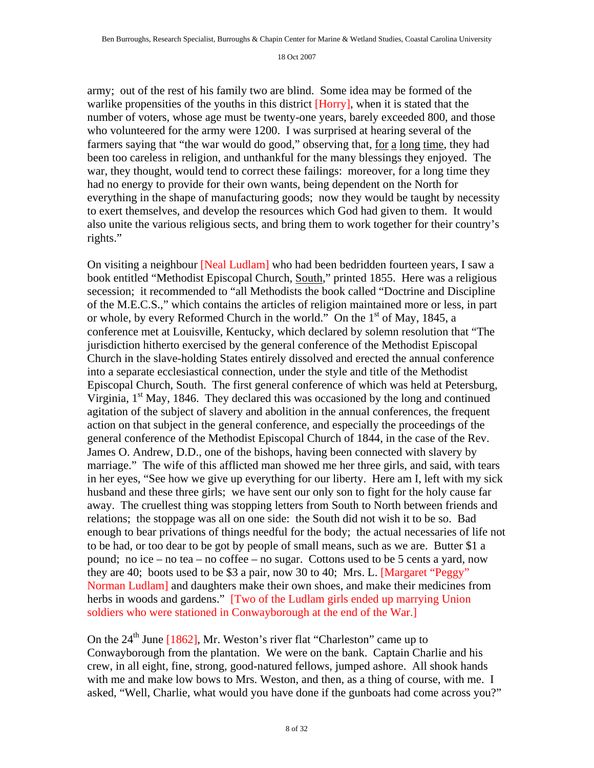army; out of the rest of his family two are blind. Some idea may be formed of the warlike propensities of the youths in this district [Horry], when it is stated that the number of voters, whose age must be twenty-one years, barely exceeded 800, and those who volunteered for the army were 1200. I was surprised at hearing several of the farmers saying that "the war would do good," observing that, <u>for a long time</u>, they had been too careless in religion, and unthankful for the many blessings they enjoyed. The war, they thought, would tend to correct these failings: moreover, for a long time they had no energy to provide for their own wants, being dependent on the North for everything in the shape of manufacturing goods; now they would be taught by necessity to exert themselves, and develop the resources which God had given to them. It would also unite the various religious sects, and bring them to work together for their country's rights."

On visiting a neighbour [Neal Ludlam] who had been bedridden fourteen years, I saw a book entitled "Methodist Episcopal Church, <u>South</u>," printed 1855. Here was a religious secession; it recommended to "all Methodists the book called "Doctrine and Discipline of the M.E.C.S.," which contains the articles of religion maintained more or less, in part or whole, by every Reformed Church in the world." On the 1st of May, 1845, a conference met at Louisville, Kentucky, which declared by solemn resolution that "The jurisdiction hitherto exercised by the general conference of the Methodist Episcopal Church in the slave-holding States entirely dissolved and erected the annual conference into a separate ecclesiastical connection, under the style and title of the Methodist Episcopal Church, South. The first general conference of which was held at Petersburg, Virginia, 1st May, 1846. They declared this was occasioned by the long and continued agitation of the subject of slavery and abolition in the annual conferences, the frequent action on that subject in the general conference, and especially the proceedings of the general conference of the Methodist Episcopal Church of 1844, in the case of the Rev. James O. Andrew, D.D., one of the bishops, having been connected with slavery by marriage." The wife of this afflicted man showed me her three girls, and said, with tears in her eyes, "See how we give up everything for our liberty. Here am I, left with my sick husband and these three girls; we have sent our only son to fight for the holy cause far away. The cruellest thing was stopping letters from South to North between friends and relations; the stoppage was all on one side: the South did not wish it to be so. Bad enough to bear privations of things needful for the body; the actual necessaries of life not to be had, or too dear to be got by people of small means, such as we are. Butter $1 a pound; no ice – no tea – no coffee – no sugar. Cottons used to be 5 cents a yard, now they are 40; boots used to be $3 a pair, now 30 to 40; Mrs. L. [Margaret "Peggy" Norman Ludlam] and daughters make their own shoes, and make their medicines from herbs in woods and gardens." [Two of the Ludlam girls ended up marrying Union soldiers who were stationed in Conwayborough at the end of the War.]

On the 24th June [1862], Mr. Weston's river flat "Charleston" came up to Conwayborough from the plantation. We were on the bank. Captain Charlie and his crew, in all eight, fine, strong, good-natured fellows, jumped ashore. All shook hands with me and make low bows to Mrs. Weston, and then, as a thing of course, with me. I asked, "Well, Charlie, what would you have done if the gunboats had come across you?"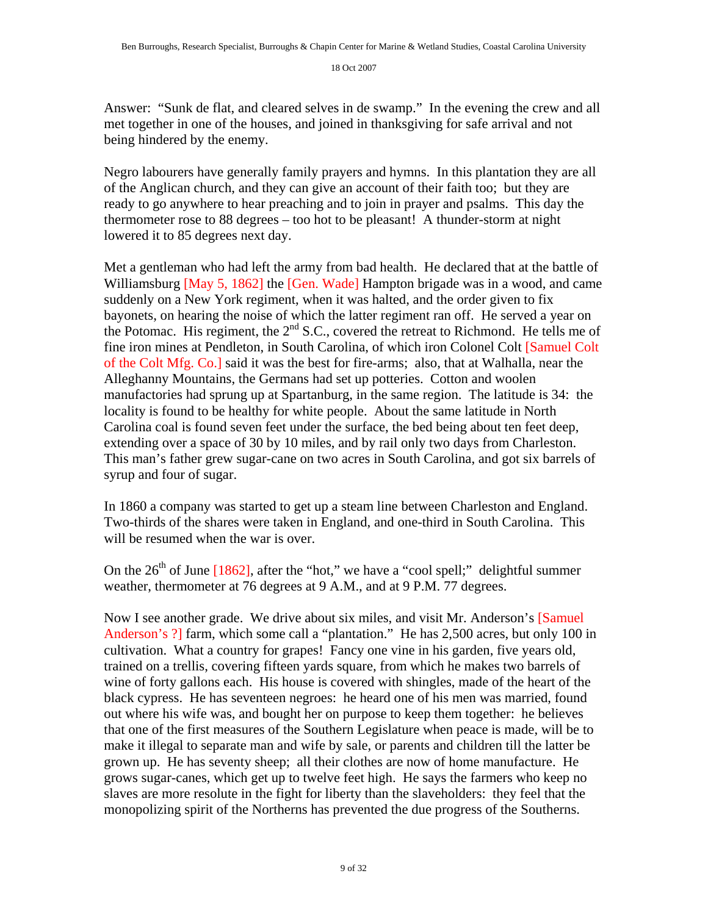Answer: "Sunk de flat, and cleared selves in de swamp." In the evening the crew and all met together in one of the houses, and joined in thanksgiving for safe arrival and not being hindered by the enemy.

Negro labourers have generally family prayers and hymns. In this plantation they are all of the Anglican church, and they can give an account of their faith too; but they are ready to go anywhere to hear preaching and to join in prayer and psalms. This day the thermometer rose to 88 degrees – too hot to be pleasant! A thunder-storm at night lowered it to 85 degrees next day.

Met a gentleman who had left the army from bad health. He declared that at the battle of Williamsburg [May 5, 1862] the [Gen. Wade] Hampton brigade was in a wood, and came suddenly on a New York regiment, when it was halted, and the order given to fix bayonets, on hearing the noise of which the latter regiment ran off. He served a year on the Potomac. His regiment, the 2nd S.C., covered the retreat to Richmond. He tells me of fine iron mines at Pendleton, in South Carolina, of which iron Colonel Colt [Samuel Colt of the Colt Mfg. Co.] said it was the best for fire-arms; also, that at Walhalla, near the Alleghanny Mountains, the Germans had set up potteries. Cotton and woolen manufactories had sprung up at Spartanburg, in the same region. The latitude is 34: the locality is found to be healthy for white people. About the same latitude in North Carolina coal is found seven feet under the surface, the bed being about ten feet deep, extending over a space of 30 by 10 miles, and by rail only two days from Charleston. This man's father grew sugar-cane on two acres in South Carolina, and got six barrels of syrup and four of sugar.

In 1860 a company was started to get up a steam line between Charleston and England. Two-thirds of the shares were taken in England, and one-third in South Carolina. This will be resumed when the war is over.

On the 26th of June [1862], after the "hot," we have a "cool spell;" delightful summer weather, thermometer at 76 degrees at 9 A.M., and at 9 P.M. 77 degrees.

Now I see another grade. We drive about six miles, and visit Mr. Anderson's [Samuel Anderson's ?] farm, which some call a "plantation." He has 2,500 acres, but only 100 in cultivation. What a country for grapes! Fancy one vine in his garden, five years old, trained on a trellis, covering fifteen yards square, from which he makes two barrels of wine of forty gallons each. His house is covered with shingles, made of the heart of the black cypress. He has seventeen negroes: he heard one of his men was married, found out where his wife was, and bought her on purpose to keep them together: he believes that one of the first measures of the Southern Legislature when peace is made, will be to make it illegal to separate man and wife by sale, or parents and children till the latter be grown up. He has seventy sheep; all their clothes are now of home manufacture. He grows sugar-canes, which get up to twelve feet high. He says the farmers who keep no slaves are more resolute in the fight for liberty than the slaveholders: they feel that the monopolizing spirit of the Northerns has prevented the due progress of the Southerns.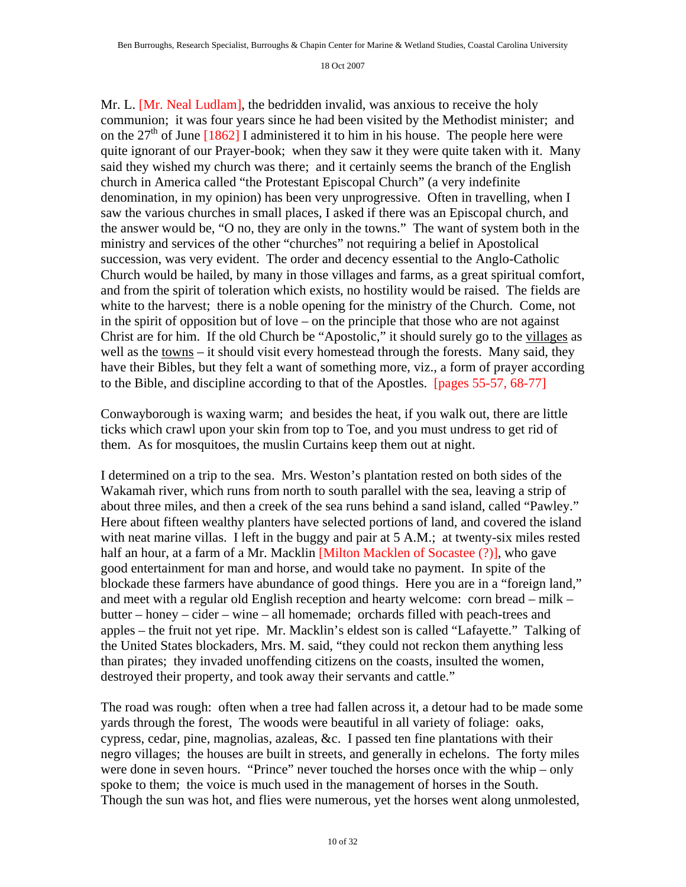Mr. L. [Mr. Neal Ludlam], the bedridden invalid, was anxious to receive the holy communion; it was four years since he had been visited by the Methodist minister; and on the 27th of June [1862] I administered it to him in his house. The people here were quite ignorant of our Prayer-book; when they saw it they were quite taken with it. Many said they wished my church was there; and it certainly seems the branch of the English church in America called "the Protestant Episcopal Church" (a very indefinite denomination, in my opinion) has been very unprogressive. Often in travelling, when I saw the various churches in small places, I asked if there was an Episcopal church, and the answer would be, "O no, they are only in the towns." The want of system both in the ministry and services of the other "churches" not requiring a belief in Apostolical succession, was very evident. The order and decency essential to the Anglo-Catholic Church would be hailed, by many in those villages and farms, as a great spiritual comfort, and from the spirit of toleration which exists, no hostility would be raised. The fields are white to the harvest; there is a noble opening for the ministry of the Church. Come, not in the spirit of opposition but of love – on the principle that those who are not against Christ are for him. If the old Church be "Apostolic," it should surely go to the villages as well as the towns – it should visit every homestead through the forests. Many said, they have their Bibles, but they felt a want of something more, viz., a form of prayer according to the Bible, and discipline according to that of the Apostles. [pages 55-57, 68-77]

Conwayborough is waxing warm; and besides the heat, if you walk out, there are little ticks which crawl upon your skin from top to Toe, and you must undress to get rid of them. As for mosquitoes, the muslin Curtains keep them out at night.

I determined on a trip to the sea. Mrs. Weston's plantation rested on both sides of the Wakamah river, which runs from north to south parallel with the sea, leaving a strip of about three miles, and then a creek of the sea runs behind a sand island, called "Pawley." Here about fifteen wealthy planters have selected portions of land, and covered the island with neat marine villas. I left in the buggy and pair at 5 A.M.; at twenty-six miles rested half an hour, at a farm of a Mr. Macklin [Milton Macklen of Socastee (?)], who gave good entertainment for man and horse, and would take no payment. In spite of the blockade these farmers have abundance of good things. Here you are in a "foreign land," and meet with a regular old English reception and hearty welcome: corn bread – milk – butter – honey – cider – wine – all homemade; orchards filled with peach-trees and apples – the fruit not yet ripe. Mr. Macklin's eldest son is called "Lafayette." Talking of the United States blockaders, Mrs. M. said, "they could not reckon them anything less than pirates; they invaded unoffending citizens on the coasts, insulted the women, destroyed their property, and took away their servants and cattle."

The road was rough: often when a tree had fallen across it, a detour had to be made some yards through the forest, The woods were beautiful in all variety of foliage: oaks, cypress, cedar, pine, magnolias, azaleas, &c. I passed ten fine plantations with their negro villages; the houses are built in streets, and generally in echelons. The forty miles were done in seven hours. "Prince" never touched the horses once with the whip – only spoke to them; the voice is much used in the management of horses in the South. Though the sun was hot, and flies were numerous, yet the horses went along unmolested,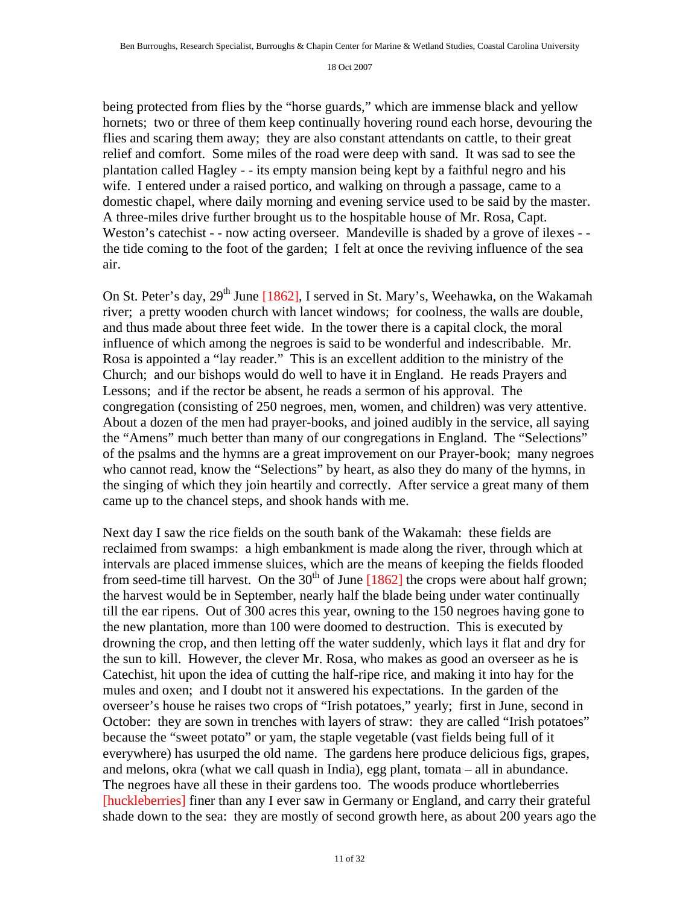being protected from flies by the "horse guards," which are immense black and yellow hornets; two or three of them keep continually hovering round each horse, devouring the flies and scaring them away; they are also constant attendants on cattle, to their great relief and comfort. Some miles of the road were deep with sand. It was sad to see the plantation called Hagley - - its empty mansion being kept by a faithful negro and his wife. I entered under a raised portico, and walking on through a passage, came to a domestic chapel, where daily morning and evening service used to be said by the master. A three-miles drive further brought us to the hospitable house of Mr. Rosa, Capt. Weston's catechist - - now acting overseer. Mandeville is shaded by a grove of ilexes - - the tide coming to the foot of the garden; I felt at once the reviving influence of the sea air.

On St. Peter's day, 29th June [1862], I served in St. Mary's, Weehawka, on the Wakamah river; a pretty wooden church with lancet windows; for coolness, the walls are double, and thus made about three feet wide. In the tower there is a capital clock, the moral influence of which among the negroes is said to be wonderful and indescribable. Mr. Rosa is appointed a "lay reader." This is an excellent addition to the ministry of the Church; and our bishops would do well to have it in England. He reads Prayers and Lessons; and if the rector be absent, he reads a sermon of his approval. The congregation (consisting of 250 negroes, men, women, and children) was very attentive. About a dozen of the men had prayer-books, and joined audibly in the service, all saying the "Amens" much better than many of our congregations in England. The "Selections" of the psalms and the hymns are a great improvement on our Prayer-book; many negroes who cannot read, know the "Selections" by heart, as also they do many of the hymns, in the singing of which they join heartily and correctly. After service a great many of them came up to the chancel steps, and shook hands with me.

Next day I saw the rice fields on the south bank of the Wakamah: these fields are reclaimed from swamps: a high embankment is made along the river, through which at intervals are placed immense sluices, which are the means of keeping the fields flooded from seed-time till harvest. On the 30th of June [1862] the crops were about half grown; the harvest would be in September, nearly half the blade being under water continually till the ear ripens. Out of 300 acres this year, owning to the 150 negroes having gone to the new plantation, more than 100 were doomed to destruction. This is executed by drowning the crop, and then letting off the water suddenly, which lays it flat and dry for the sun to kill. However, the clever Mr. Rosa, who makes as good an overseer as he is Catechist, hit upon the idea of cutting the half-ripe rice, and making it into hay for the mules and oxen; and I doubt not it answered his expectations. In the garden of the overseer's house he raises two crops of "Irish potatoes," yearly; first in June, second in October: they are sown in trenches with layers of straw: they are called "Irish potatoes" because the "sweet potato" or yam, the staple vegetable (vast fields being full of it everywhere) has usurped the old name. The gardens here produce delicious figs, grapes, and melons, okra (what we call quash in India), egg plant, tomata – all in abundance. The negroes have all these in their gardens too. The woods produce whortleberries [huckleberries] finer than any I ever saw in Germany or England, and carry their grateful shade down to the sea: they are mostly of second growth here, as about 200 years ago the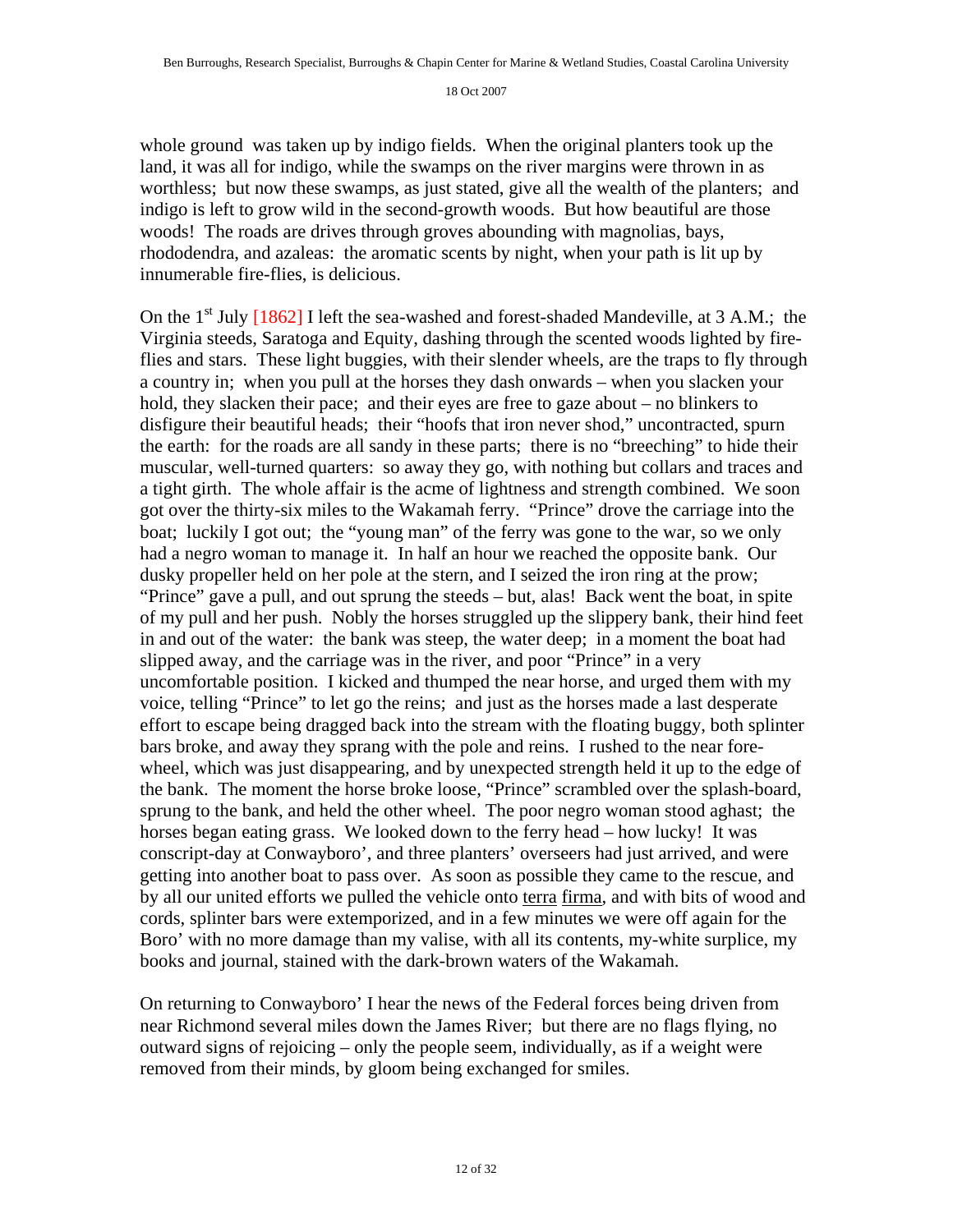whole ground was taken up by indigo fields. When the original planters took up the land, it was all for indigo, while the swamps on the river margins were thrown in as worthless; but now these swamps, as just stated, give all the wealth of the planters; and indigo is left to grow wild in the second-growth woods. But how beautiful are those woods! The roads are drives through groves abounding with magnolias, bays, rhododendra, and azaleas: the aromatic scents by night, when your path is lit up by innumerable fire-flies, is delicious.

On the 1st July [1862] I left the sea-washed and forest-shaded Mandeville, at 3 A.M.; the Virginia steeds, Saratoga and Equity, dashing through the scented woods lighted by fire-flies and stars. These light buggies, with their slender wheels, are the traps to fly through a country in; when you pull at the horses they dash onwards – when you slacken your hold, they slacken their pace; and their eyes are free to gaze about – no blinkers to disfigure their beautiful heads; their "hoofs that iron never shod," uncontracted, spurn the earth: for the roads are all sandy in these parts; there is no "breeching" to hide their muscular, well-turned quarters: so away they go, with nothing but collars and traces and a tight girth. The whole affair is the acme of lightness and strength combined. We soon got over the thirty-six miles to the Wakamah ferry. "Prince" drove the carriage into the boat; luckily I got out; the "young man" of the ferry was gone to the war, so we only had a negro woman to manage it. In half an hour we reached the opposite bank. Our dusky propeller held on her pole at the stern, and I seized the iron ring at the prow; "Prince" gave a pull, and out sprung the steeds – but, alas! Back went the boat, in spite of my pull and her push. Nobly the horses struggled up the slippery bank, their hind feet in and out of the water: the bank was steep, the water deep; in a moment the boat had slipped away, and the carriage was in the river, and poor "Prince" in a very uncomfortable position. I kicked and thumped the near horse, and urged them with my voice, telling "Prince" to let go the reins; and just as the horses made a last desperate effort to escape being dragged back into the stream with the floating buggy, both splinter bars broke, and away they sprang with the pole and reins. I rushed to the near fore-wheel, which was just disappearing, and by unexpected strength held it up to the edge of the bank. The moment the horse broke loose, "Prince" scrambled over the splash-board, sprung to the bank, and held the other wheel. The poor negro woman stood aghast; the horses began eating grass. We looked down to the ferry head – how lucky! It was conscript-day at Conwayboro', and three planters' overseers had just arrived, and were getting into another boat to pass over. As soon as possible they came to the rescue, and by all our united efforts we pulled the vehicle onto terra firma, and with bits of wood and cords, splinter bars were extemporized, and in a few minutes we were off again for the Boro' with no more damage than my valise, with all its contents, my-white surplice, my books and journal, stained with the dark-brown waters of the Wakamah.

On returning to Conwayboro' I hear the news of the Federal forces being driven from near Richmond several miles down the James River; but there are no flags flying, no outward signs of rejoicing – only the people seem, individually, as if a weight were removed from their minds, by gloom being exchanged for smiles.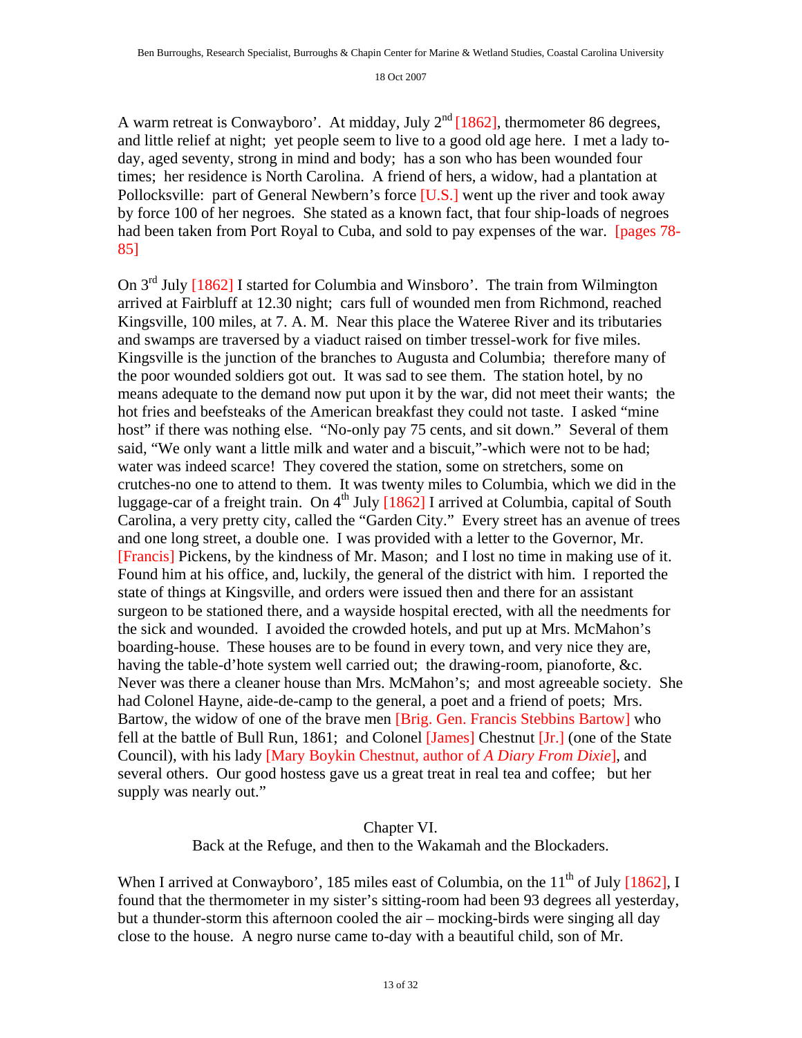A warm retreat is Conwayboro'. At midday, July 2nd [1862], thermometer 86 degrees, and little relief at night; yet people seem to live to a good old age here. I met a lady to-day, aged seventy, strong in mind and body; has a son who has been wounded four times; her residence is North Carolina. A friend of hers, a widow, had a plantation at Pollocksville: part of General Newbern's force [U.S.] went up the river and took away by force 100 of her negroes. She stated as a known fact, that four ship-loads of negroes had been taken from Port Royal to Cuba, and sold to pay expenses of the war. [pages 78-85]

On 3rd July [1862] I started for Columbia and Winsboro'. The train from Wilmington arrived at Fairbluff at 12.30 night; cars full of wounded men from Richmond, reached Kingsville, 100 miles, at 7. A. M. Near this place the Wateree River and its tributaries and swamps are traversed by a viaduct raised on timber tressel-work for five miles. Kingsville is the junction of the branches to Augusta and Columbia; therefore many of the poor wounded soldiers got out. It was sad to see them. The station hotel, by no means adequate to the demand now put upon it by the war, did not meet their wants; the hot fries and beefsteaks of the American breakfast they could not taste. I asked "mine host" if there was nothing else. "No-only pay 75 cents, and sit down." Several of them said, "We only want a little milk and water and a biscuit,"-which were not to be had; water was indeed scarce! They covered the station, some on stretchers, some on crutches-no one to attend to them. It was twenty miles to Columbia, which we did in the luggage-car of a freight train. On 4th July [1862] I arrived at Columbia, capital of South Carolina, a very pretty city, called the "Garden City." Every street has an avenue of trees and one long street, a double one. I was provided with a letter to the Governor, Mr. [Francis] Pickens, by the kindness of Mr. Mason; and I lost no time in making use of it. Found him at his office, and, luckily, the general of the district with him. I reported the state of things at Kingsville, and orders were issued then and there for an assistant surgeon to be stationed there, and a wayside hospital erected, with all the needments for the sick and wounded. I avoided the crowded hotels, and put up at Mrs. McMahon's boarding-house. These houses are to be found in every town, and very nice they are, having the table-d'hote system well carried out; the drawing-room, pianoforte, &c. Never was there a cleaner house than Mrs. McMahon's; and most agreeable society. She had Colonel Hayne, aide-de-camp to the general, a poet and a friend of poets; Mrs. Bartow, the widow of one of the brave men [Brig. Gen. Francis Stebbins Bartow] who fell at the battle of Bull Run, 1861; and Colonel [James] Chestnut [Jr.] (one of the State Council), with his lady [Mary Boykin Chestnut, author of *A Diary From Dixie*], and several others. Our good hostess gave us a great treat in real tea and coffee; but her supply was nearly out."

## Chapter VI.
### Back at the Refuge, and then to the Wakamah and the Blockaders.

When I arrived at Conwayboro', 185 miles east of Columbia, on the 11th of July [1862], I found that the thermometer in my sister's sitting-room had been 93 degrees all yesterday, but a thunder-storm this afternoon cooled the air – mocking-birds were singing all day close to the house. A negro nurse came to-day with a beautiful child, son of Mr.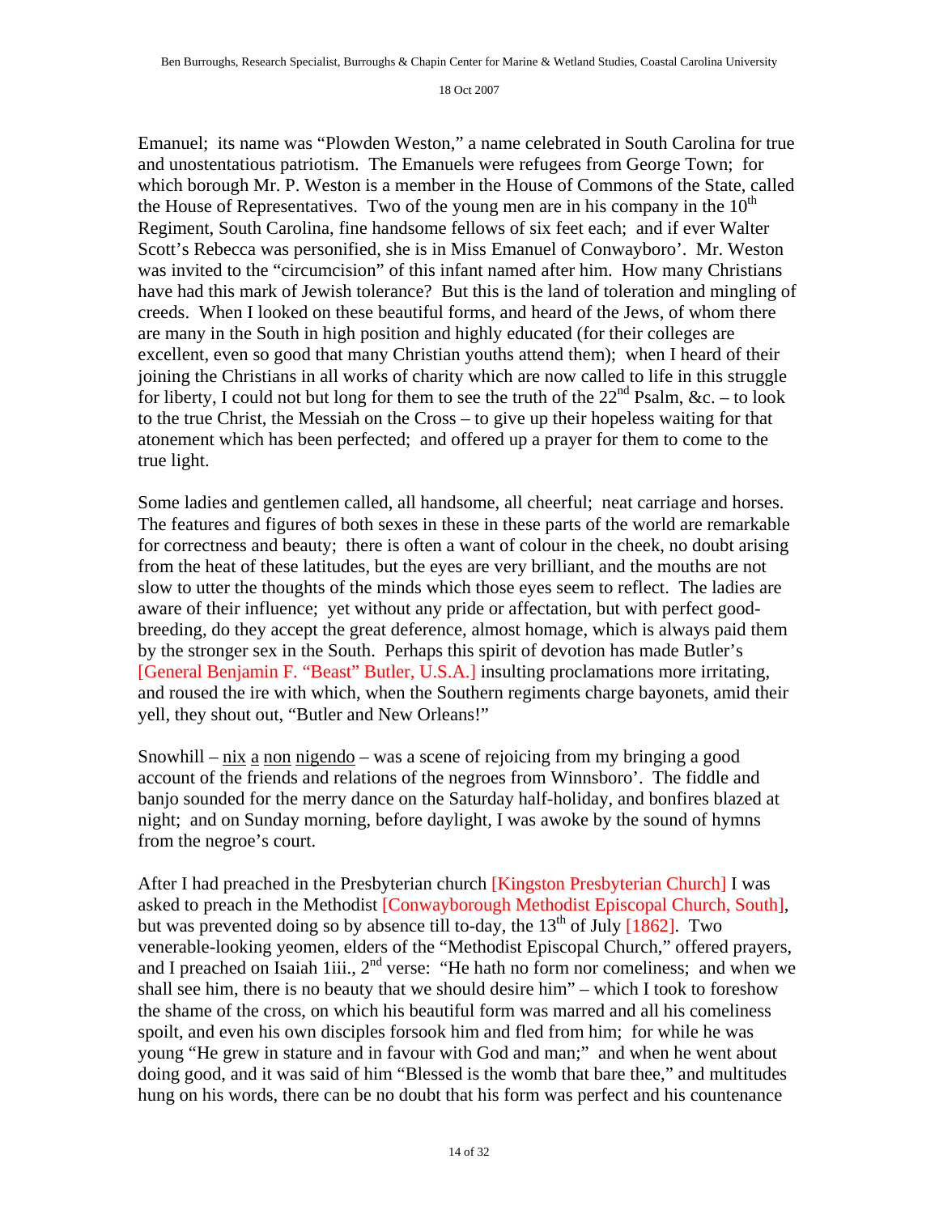Emanuel; its name was "Plowden Weston," a name celebrated in South Carolina for true and unostentatious patriotism. The Emanuels were refugees from George Town; for which borough Mr. P. Weston is a member in the House of Commons of the State, called the House of Representatives. Two of the young men are in his company in the 10th Regiment, South Carolina, fine handsome fellows of six feet each; and if ever Walter Scott's Rebecca was personified, she is in Miss Emanuel of Conwayboro'. Mr. Weston was invited to the "circumcision" of this infant named after him. How many Christians have had this mark of Jewish tolerance? But this is the land of toleration and mingling of creeds. When I looked on these beautiful forms, and heard of the Jews, of whom there are many in the South in high position and highly educated (for their colleges are excellent, even so good that many Christian youths attend them); when I heard of their joining the Christians in all works of charity which are now called to life in this struggle for liberty, I could not but long for them to see the truth of the 22nd Psalm, &c. – to look to the true Christ, the Messiah on the Cross – to give up their hopeless waiting for that atonement which has been perfected; and offered up a prayer for them to come to the true light.

Some ladies and gentlemen called, all handsome, all cheerful; neat carriage and horses. The features and figures of both sexes in these in these parts of the world are remarkable for correctness and beauty; there is often a want of colour in the cheek, no doubt arising from the heat of these latitudes, but the eyes are very brilliant, and the mouths are not slow to utter the thoughts of the minds which those eyes seem to reflect. The ladies are aware of their influence; yet without any pride or affectation, but with perfect good-breeding, do they accept the great deference, almost homage, which is always paid them by the stronger sex in the South. Perhaps this spirit of devotion has made Butler's [General Benjamin F. "Beast" Butler, U.S.A.] insulting proclamations more irritating, and roused the ire with which, when the Southern regiments charge bayonets, amid their yell, they shout out, "Butler and New Orleans!"

Snowhill – nix a non nigendo – was a scene of rejoicing from my bringing a good account of the friends and relations of the negroes from Winnsboro'. The fiddle and banjo sounded for the merry dance on the Saturday half-holiday, and bonfires blazed at night; and on Sunday morning, before daylight, I was awoke by the sound of hymns from the negroe's court.

After I had preached in the Presbyterian church [Kingston Presbyterian Church] I was asked to preach in the Methodist [Conwayborough Methodist Episcopal Church, South], but was prevented doing so by absence till to-day, the 13th of July [1862]. Two venerable-looking yeomen, elders of the "Methodist Episcopal Church," offered prayers, and I preached on Isaiah 1iii., 2nd verse: "He hath no form nor comeliness; and when we shall see him, there is no beauty that we should desire him" – which I took to foreshow the shame of the cross, on which his beautiful form was marred and all his comeliness spoilt, and even his own disciples forsook him and fled from him; for while he was young "He grew in stature and in favour with God and man;" and when he went about doing good, and it was said of him "Blessed is the womb that bare thee," and multitudes hung on his words, there can be no doubt that his form was perfect and his countenance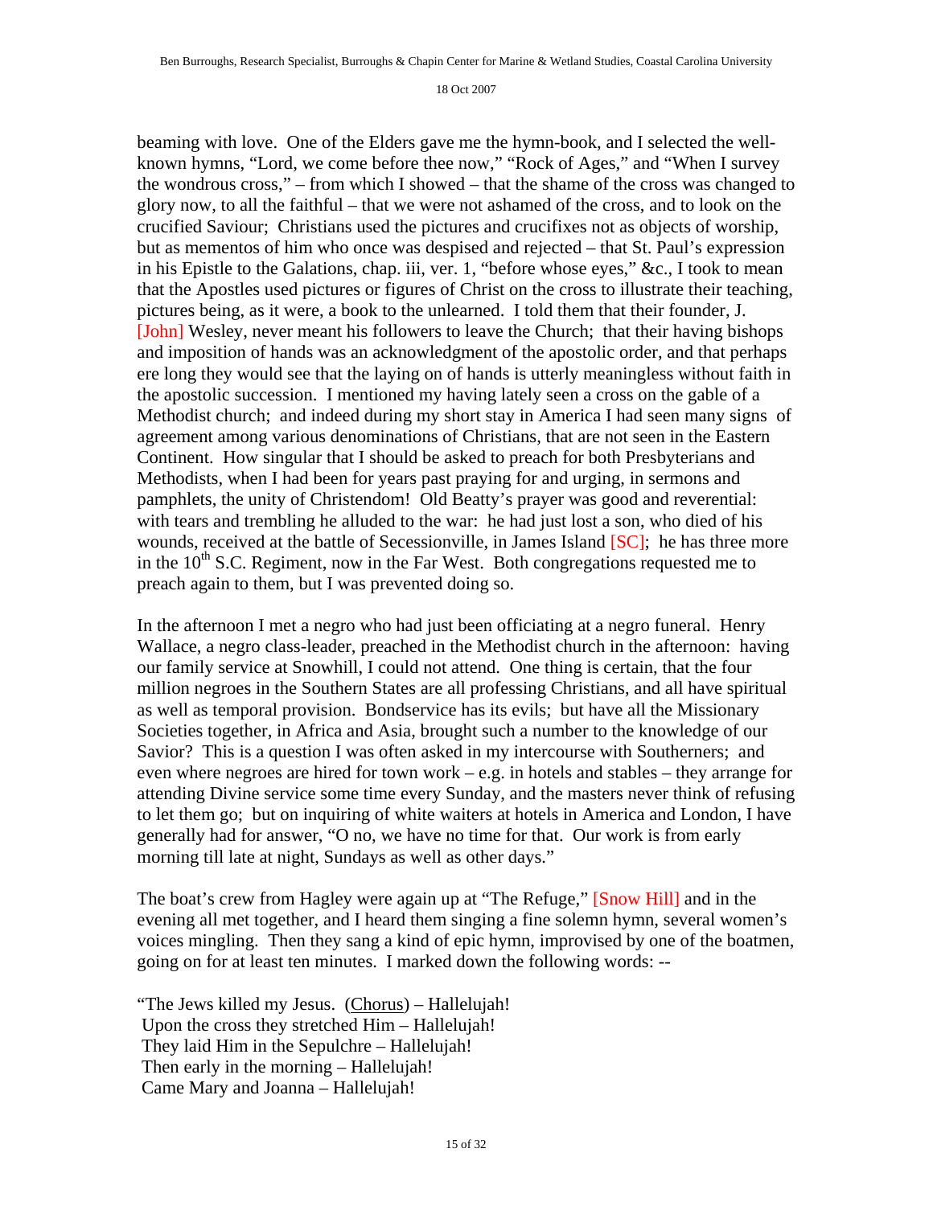beaming with love. One of the Elders gave me the hymn-book, and I selected the well-known hymns, "Lord, we come before thee now," "Rock of Ages," and "When I survey the wondrous cross," – from which I showed – that the shame of the cross was changed to glory now, to all the faithful – that we were not ashamed of the cross, and to look on the crucified Saviour; Christians used the pictures and crucifixes not as objects of worship, but as mementos of him who once was despised and rejected – that St. Paul's expression in his Epistle to the Galations, chap. iii, ver. 1, "before whose eyes," &c., I took to mean that the Apostles used pictures or figures of Christ on the cross to illustrate their teaching, pictures being, as it were, a book to the unlearned. I told them that their founder, J. [John] Wesley, never meant his followers to leave the Church; that their having bishops and imposition of hands was an acknowledgment of the apostolic order, and that perhaps ere long they would see that the laying on of hands is utterly meaningless without faith in the apostolic succession. I mentioned my having lately seen a cross on the gable of a Methodist church; and indeed during my short stay in America I had seen many signs of agreement among various denominations of Christians, that are not seen in the Eastern Continent. How singular that I should be asked to preach for both Presbyterians and Methodists, when I had been for years past praying for and urging, in sermons and pamphlets, the unity of Christendom! Old Beatty's prayer was good and reverential: with tears and trembling he alluded to the war: he had just lost a son, who died of his wounds, received at the battle of Secessionville, in James Island [SC]; he has three more in the 10th S.C. Regiment, now in the Far West. Both congregations requested me to preach again to them, but I was prevented doing so.

In the afternoon I met a negro who had just been officiating at a negro funeral. Henry Wallace, a negro class-leader, preached in the Methodist church in the afternoon: having our family service at Snowhill, I could not attend. One thing is certain, that the four million negroes in the Southern States are all professing Christians, and all have spiritual as well as temporal provision. Bondservice has its evils; but have all the Missionary Societies together, in Africa and Asia, brought such a number to the knowledge of our Savior? This is a question I was often asked in my intercourse with Southerners; and even where negroes are hired for town work – e.g. in hotels and stables – they arrange for attending Divine service some time every Sunday, and the masters never think of refusing to let them go; but on inquiring of white waiters at hotels in America and London, I have generally had for answer, "O no, we have no time for that. Our work is from early morning till late at night, Sundays as well as other days."

The boat's crew from Hagley were again up at "The Refuge," [Snow Hill] and in the evening all met together, and I heard them singing a fine solemn hymn, several women's voices mingling. Then they sang a kind of epic hymn, improvised by one of the boatmen, going on for at least ten minutes. I marked down the following words: --

"The Jews killed my Jesus. (Chorus) – Hallelujah!
Upon the cross they stretched Him – Hallelujah!
They laid Him in the Sepulchre – Hallelujah!
Then early in the morning – Hallelujah!
Came Mary and Joanna – Hallelujah!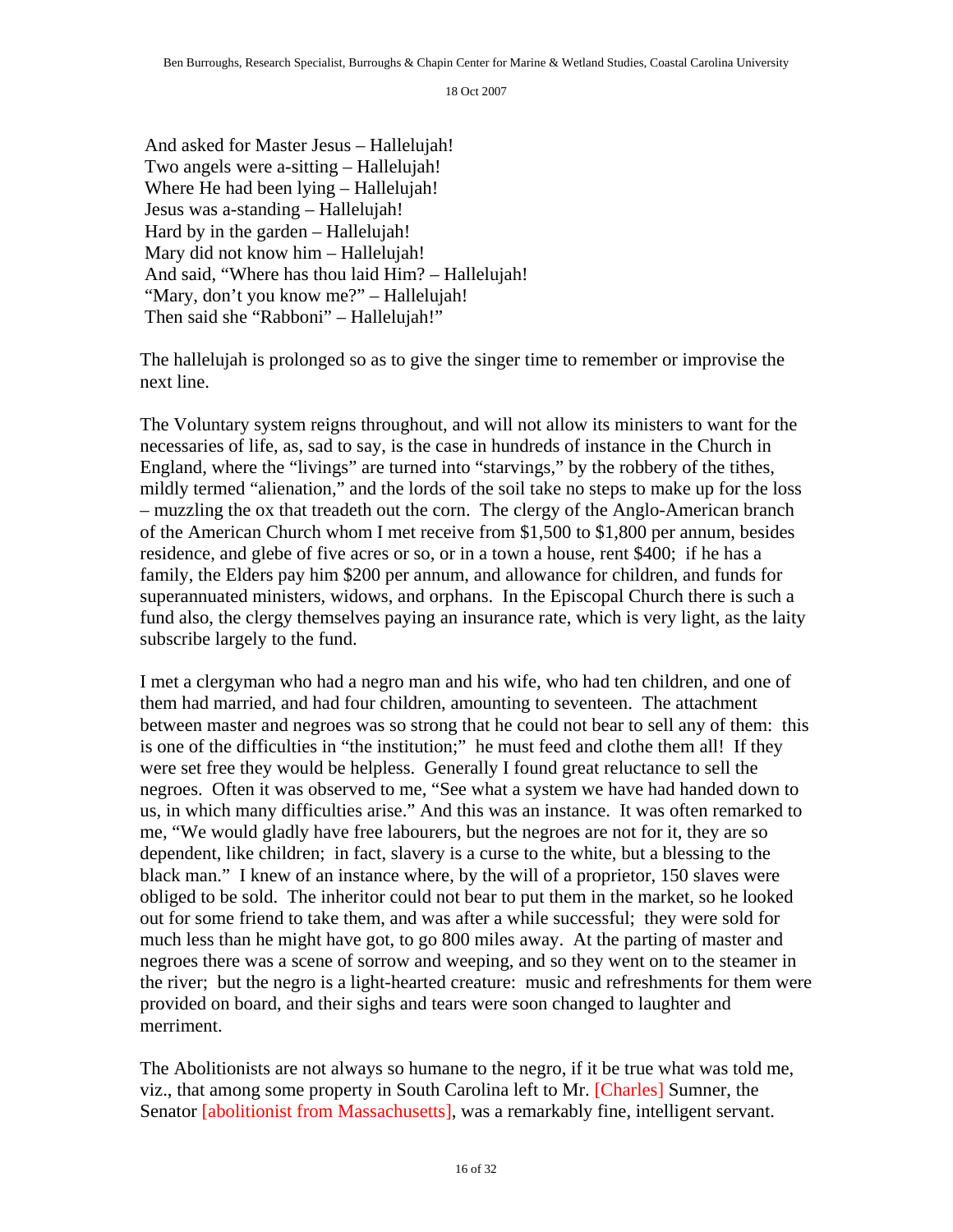And asked for Master Jesus – Hallelujah!  
Two angels were a-sitting – Hallelujah!  
Where He had been lying – Hallelujah!  
Jesus was a-standing – Hallelujah!  
Hard by in the garden – Hallelujah!  
Mary did not know him – Hallelujah!  
And said, "Where has thou laid Him? – Hallelujah!  
"Mary, don't you know me?" – Hallelujah!  
Then said she "Rabboni" – Hallelujah!"

The hallelujah is prolonged so as to give the singer time to remember or improvise the next line.

The Voluntary system reigns throughout, and will not allow its ministers to want for the necessaries of life, as, sad to say, is the case in hundreds of instance in the Church in England, where the "livings" are turned into "starvings," by the robbery of the tithes, mildly termed "alienation," and the lords of the soil take no steps to make up for the loss – muzzling the ox that treadeth out the corn. The clergy of the Anglo-American branch of the American Church whom I met receive from $1,500 to $1,800 per annum, besides residence, and glebe of five acres or so, or in a town a house, rent $400; if he has a family, the Elders pay him $200 per annum, and allowance for children, and funds for superannuated ministers, widows, and orphans. In the Episcopal Church there is such a fund also, the clergy themselves paying an insurance rate, which is very light, as the laity subscribe largely to the fund.

I met a clergyman who had a negro man and his wife, who had ten children, and one of them had married, and had four children, amounting to seventeen. The attachment between master and negroes was so strong that he could not bear to sell any of them: this is one of the difficulties in "the institution;" he must feed and clothe them all! If they were set free they would be helpless. Generally I found great reluctance to sell the negroes. Often it was observed to me, "See what a system we have had handed down to us, in which many difficulties arise." And this was an instance. It was often remarked to me, "We would gladly have free labourers, but the negroes are not for it, they are so dependent, like children; in fact, slavery is a curse to the white, but a blessing to the black man." I knew of an instance where, by the will of a proprietor, 150 slaves were obliged to be sold. The inheritor could not bear to put them in the market, so he looked out for some friend to take them, and was after a while successful; they were sold for much less than he might have got, to go 800 miles away. At the parting of master and negroes there was a scene of sorrow and weeping, and so they went on to the steamer in the river; but the negro is a light-hearted creature: music and refreshments for them were provided on board, and their sighs and tears were soon changed to laughter and merriment.

The Abolitionists are not always so humane to the negro, if it be true what was told me, viz., that among some property in South Carolina left to Mr. [Charles] Sumner, the Senator [abolitionist from Massachusetts], was a remarkably fine, intelligent servant.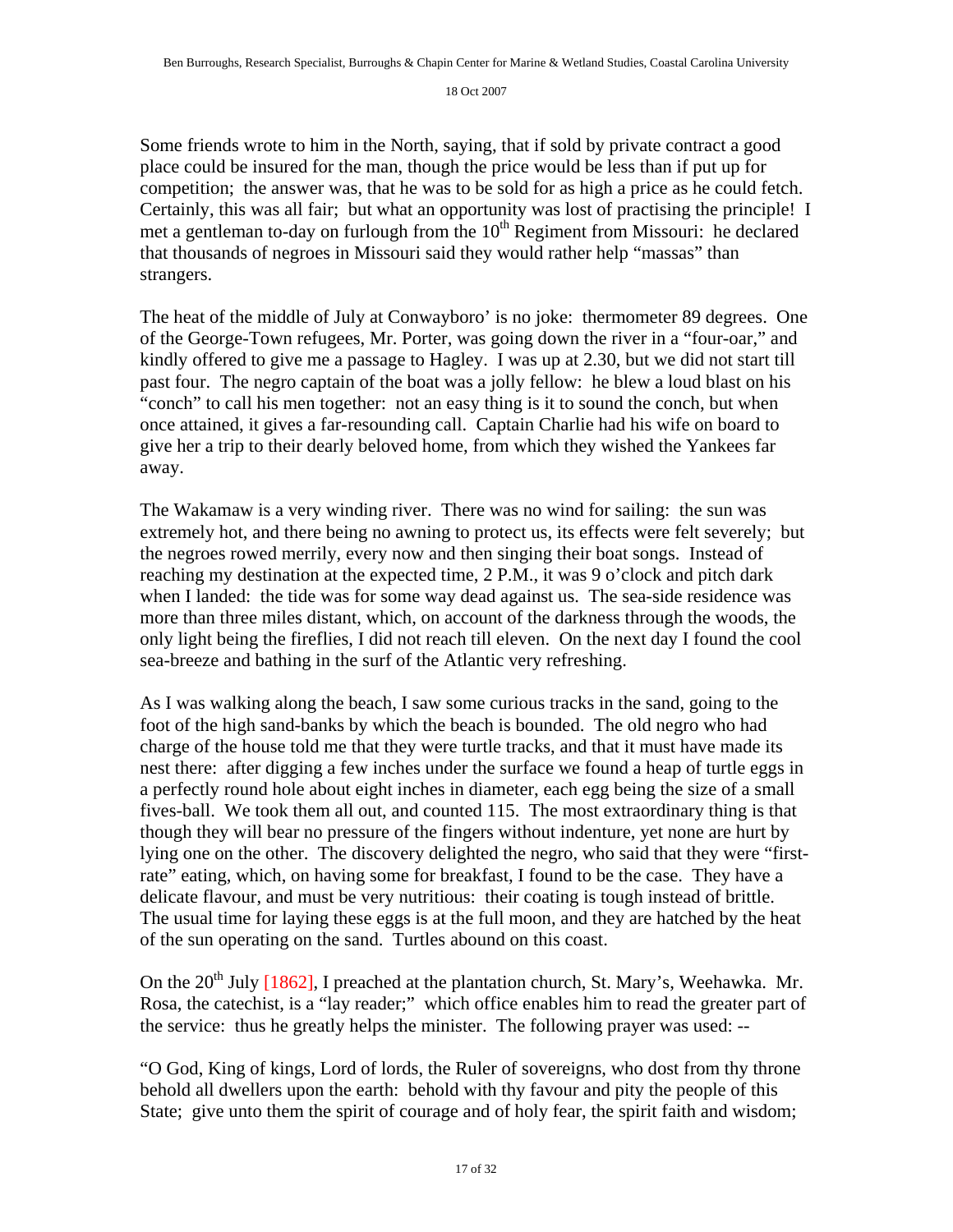Some friends wrote to him in the North, saying, that if sold by private contract a good place could be insured for the man, though the price would be less than if put up for competition; the answer was, that he was to be sold for as high a price as he could fetch. Certainly, this was all fair; but what an opportunity was lost of practising the principle! I met a gentleman to-day on furlough from the 10th Regiment from Missouri: he declared that thousands of negroes in Missouri said they would rather help "massas" than strangers.

The heat of the middle of July at Conwayboro' is no joke: thermometer 89 degrees. One of the George-Town refugees, Mr. Porter, was going down the river in a "four-oar," and kindly offered to give me a passage to Hagley. I was up at 2.30, but we did not start till past four. The negro captain of the boat was a jolly fellow: he blew a loud blast on his "conch" to call his men together: not an easy thing is it to sound the conch, but when once attained, it gives a far-resounding call. Captain Charlie had his wife on board to give her a trip to their dearly beloved home, from which they wished the Yankees far away.

The Wakamaw is a very winding river. There was no wind for sailing: the sun was extremely hot, and there being no awning to protect us, its effects were felt severely; but the negroes rowed merrily, every now and then singing their boat songs. Instead of reaching my destination at the expected time, 2 P.M., it was 9 o'clock and pitch dark when I landed: the tide was for some way dead against us. The sea-side residence was more than three miles distant, which, on account of the darkness through the woods, the only light being the fireflies, I did not reach till eleven. On the next day I found the cool sea-breeze and bathing in the surf of the Atlantic very refreshing.

As I was walking along the beach, I saw some curious tracks in the sand, going to the foot of the high sand-banks by which the beach is bounded. The old negro who had charge of the house told me that they were turtle tracks, and that it must have made its nest there: after digging a few inches under the surface we found a heap of turtle eggs in a perfectly round hole about eight inches in diameter, each egg being the size of a small fives-ball. We took them all out, and counted 115. The most extraordinary thing is that though they will bear no pressure of the fingers without indenture, yet none are hurt by lying one on the other. The discovery delighted the negro, who said that they were "first-rate" eating, which, on having some for breakfast, I found to be the case. They have a delicate flavour, and must be very nutritious: their coating is tough instead of brittle. The usual time for laying these eggs is at the full moon, and they are hatched by the heat of the sun operating on the sand. Turtles abound on this coast.

On the 20th July [1862], I preached at the plantation church, St. Mary's, Weehawka. Mr. Rosa, the catechist, is a "lay reader;" which office enables him to read the greater part of the service: thus he greatly helps the minister. The following prayer was used: --

"O God, King of kings, Lord of lords, the Ruler of sovereigns, who dost from thy throne behold all dwellers upon the earth: behold with thy favour and pity the people of this State; give unto them the spirit of courage and of holy fear, the spirit faith and wisdom;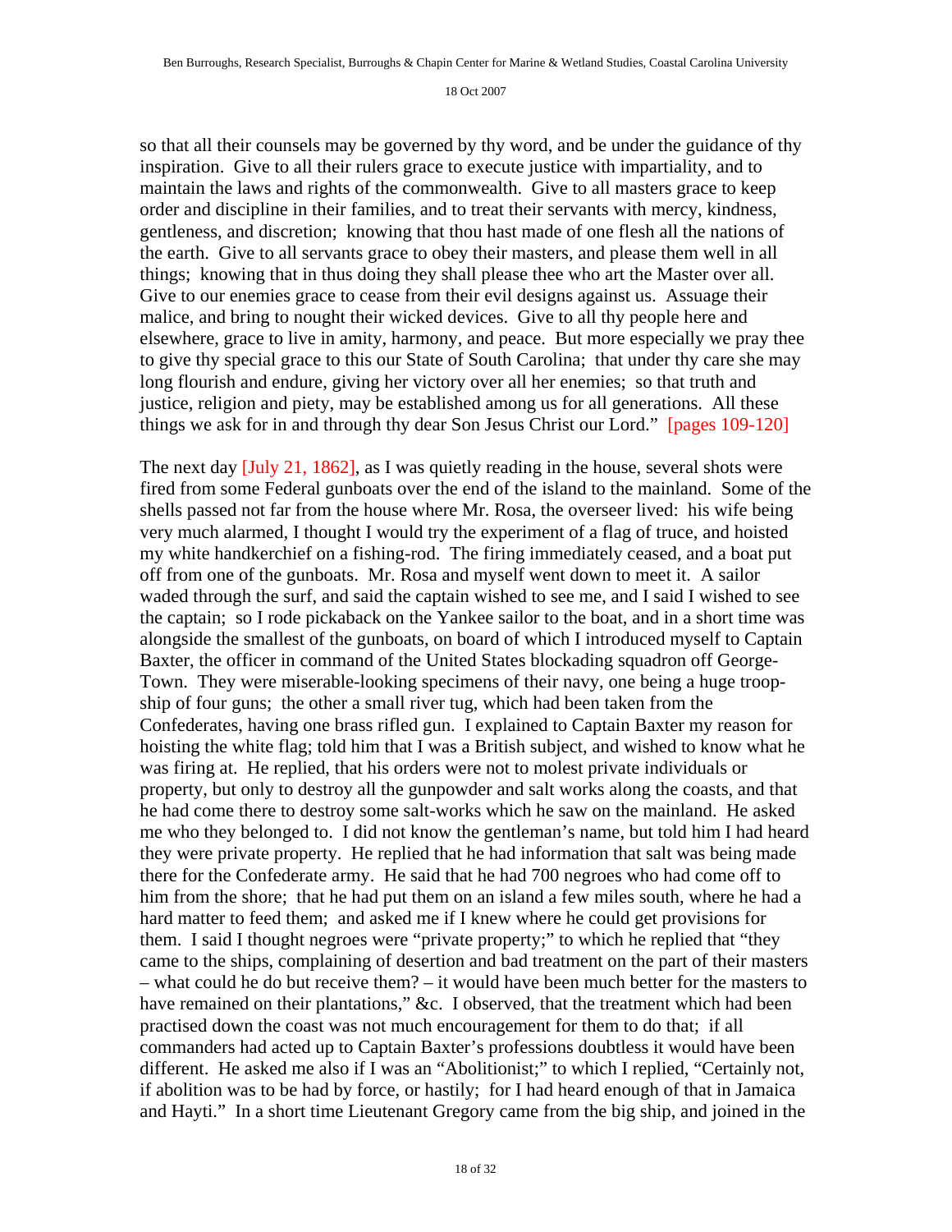so that all their counsels may be governed by thy word, and be under the guidance of thy inspiration. Give to all their rulers grace to execute justice with impartiality, and to maintain the laws and rights of the commonwealth. Give to all masters grace to keep order and discipline in their families, and to treat their servants with mercy, kindness, gentleness, and discretion; knowing that thou hast made of one flesh all the nations of the earth. Give to all servants grace to obey their masters, and please them well in all things; knowing that in thus doing they shall please thee who art the Master over all. Give to our enemies grace to cease from their evil designs against us. Assuage their malice, and bring to nought their wicked devices. Give to all thy people here and elsewhere, grace to live in amity, harmony, and peace. But more especially we pray thee to give thy special grace to this our State of South Carolina; that under thy care she may long flourish and endure, giving her victory over all her enemies; so that truth and justice, religion and piety, may be established among us for all generations. All these things we ask for in and through thy dear Son Jesus Christ our Lord." [pages 109-120]

The next day [July 21, 1862], as I was quietly reading in the house, several shots were fired from some Federal gunboats over the end of the island to the mainland. Some of the shells passed not far from the house where Mr. Rosa, the overseer lived: his wife being very much alarmed, I thought I would try the experiment of a flag of truce, and hoisted my white handkerchief on a fishing-rod. The firing immediately ceased, and a boat put off from one of the gunboats. Mr. Rosa and myself went down to meet it. A sailor waded through the surf, and said the captain wished to see me, and I said I wished to see the captain; so I rode pickaback on the Yankee sailor to the boat, and in a short time was alongside the smallest of the gunboats, on board of which I introduced myself to Captain Baxter, the officer in command of the United States blockading squadron off George-Town. They were miserable-looking specimens of their navy, one being a huge troop-ship of four guns; the other a small river tug, which had been taken from the Confederates, having one brass rifled gun. I explained to Captain Baxter my reason for hoisting the white flag; told him that I was a British subject, and wished to know what he was firing at. He replied, that his orders were not to molest private individuals or property, but only to destroy all the gunpowder and salt works along the coasts, and that he had come there to destroy some salt-works which he saw on the mainland. He asked me who they belonged to. I did not know the gentleman's name, but told him I had heard they were private property. He replied that he had information that salt was being made there for the Confederate army. He said that he had 700 negroes who had come off to him from the shore; that he had put them on an island a few miles south, where he had a hard matter to feed them; and asked me if I knew where he could get provisions for them. I said I thought negroes were "private property;" to which he replied that "they came to the ships, complaining of desertion and bad treatment on the part of their masters – what could he do but receive them? – it would have been much better for the masters to have remained on their plantations," &c. I observed, that the treatment which had been practised down the coast was not much encouragement for them to do that; if all commanders had acted up to Captain Baxter's professions doubtless it would have been different. He asked me also if I was an "Abolitionist;" to which I replied, "Certainly not, if abolition was to be had by force, or hastily; for I had heard enough of that in Jamaica and Hayti." In a short time Lieutenant Gregory came from the big ship, and joined in the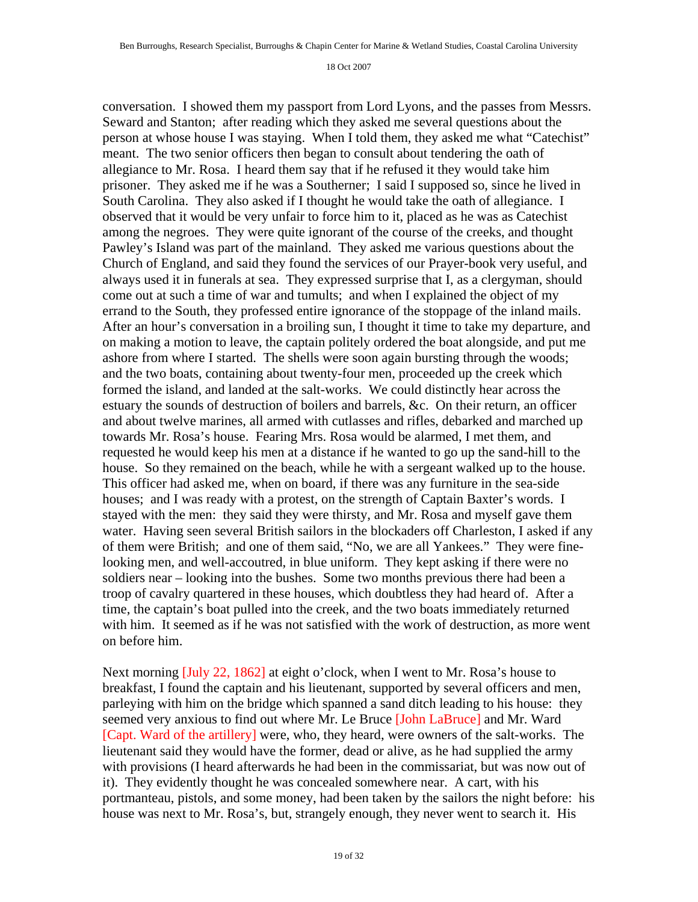conversation. I showed them my passport from Lord Lyons, and the passes from Messrs. Seward and Stanton; after reading which they asked me several questions about the person at whose house I was staying. When I told them, they asked me what "Catechist" meant. The two senior officers then began to consult about tendering the oath of allegiance to Mr. Rosa. I heard them say that if he refused it they would take him prisoner. They asked me if he was a Southerner; I said I supposed so, since he lived in South Carolina. They also asked if I thought he would take the oath of allegiance. I observed that it would be very unfair to force him to it, placed as he was as Catechist among the negroes. They were quite ignorant of the course of the creeks, and thought Pawley's Island was part of the mainland. They asked me various questions about the Church of England, and said they found the services of our Prayer-book very useful, and always used it in funerals at sea. They expressed surprise that I, as a clergyman, should come out at such a time of war and tumults; and when I explained the object of my errand to the South, they professed entire ignorance of the stoppage of the inland mails. After an hour's conversation in a broiling sun, I thought it time to take my departure, and on making a motion to leave, the captain politely ordered the boat alongside, and put me ashore from where I started. The shells were soon again bursting through the woods; and the two boats, containing about twenty-four men, proceeded up the creek which formed the island, and landed at the salt-works. We could distinctly hear across the estuary the sounds of destruction of boilers and barrels, &c. On their return, an officer and about twelve marines, all armed with cutlasses and rifles, debarked and marched up towards Mr. Rosa's house. Fearing Mrs. Rosa would be alarmed, I met them, and requested he would keep his men at a distance if he wanted to go up the sand-hill to the house. So they remained on the beach, while he with a sergeant walked up to the house. This officer had asked me, when on board, if there was any furniture in the sea-side houses; and I was ready with a protest, on the strength of Captain Baxter's words. I stayed with the men: they said they were thirsty, and Mr. Rosa and myself gave them water. Having seen several British sailors in the blockaders off Charleston, I asked if any of them were British; and one of them said, "No, we are all Yankees." They were fine-looking men, and well-accoutred, in blue uniform. They kept asking if there were no soldiers near – looking into the bushes. Some two months previous there had been a troop of cavalry quartered in these houses, which doubtless they had heard of. After a time, the captain's boat pulled into the creek, and the two boats immediately returned with him. It seemed as if he was not satisfied with the work of destruction, as more went on before him.

Next morning [July 22, 1862] at eight o'clock, when I went to Mr. Rosa's house to breakfast, I found the captain and his lieutenant, supported by several officers and men, parleying with him on the bridge which spanned a sand ditch leading to his house: they seemed very anxious to find out where Mr. Le Bruce [John LaBruce] and Mr. Ward [Capt. Ward of the artillery] were, who, they heard, were owners of the salt-works. The lieutenant said they would have the former, dead or alive, as he had supplied the army with provisions (I heard afterwards he had been in the commissariat, but was now out of it). They evidently thought he was concealed somewhere near. A cart, with his portmanteau, pistols, and some money, had been taken by the sailors the night before: his house was next to Mr. Rosa's, but, strangely enough, they never went to search it. His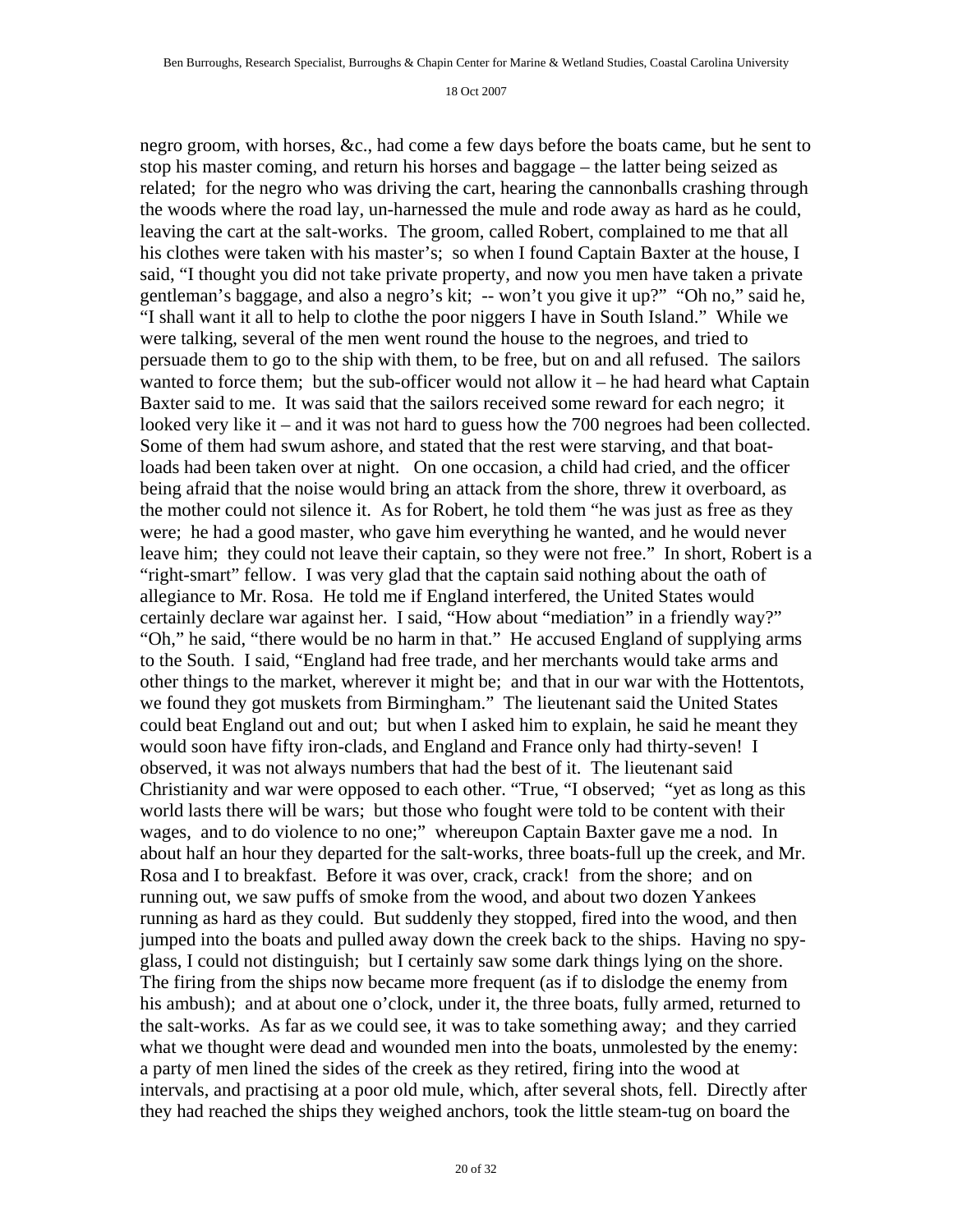negro groom, with horses, &c., had come a few days before the boats came, but he sent to stop his master coming, and return his horses and baggage – the latter being seized as related; for the negro who was driving the cart, hearing the cannonballs crashing through the woods where the road lay, un-harnessed the mule and rode away as hard as he could, leaving the cart at the salt-works. The groom, called Robert, complained to me that all his clothes were taken with his master's; so when I found Captain Baxter at the house, I said, "I thought you did not take private property, and now you men have taken a private gentleman's baggage, and also a negro's kit; -- won't you give it up?" "Oh no," said he, "I shall want it all to help to clothe the poor niggers I have in South Island." While we were talking, several of the men went round the house to the negroes, and tried to persuade them to go to the ship with them, to be free, but on and all refused. The sailors wanted to force them; but the sub-officer would not allow it – he had heard what Captain Baxter said to me. It was said that the sailors received some reward for each negro; it looked very like it – and it was not hard to guess how the 700 negroes had been collected. Some of them had swum ashore, and stated that the rest were starving, and that boat-loads had been taken over at night. On one occasion, a child had cried, and the officer being afraid that the noise would bring an attack from the shore, threw it overboard, as the mother could not silence it. As for Robert, he told them "he was just as free as they were; he had a good master, who gave him everything he wanted, and he would never leave him; they could not leave their captain, so they were not free." In short, Robert is a "right-smart" fellow. I was very glad that the captain said nothing about the oath of allegiance to Mr. Rosa. He told me if England interfered, the United States would certainly declare war against her. I said, "How about "mediation" in a friendly way?" "Oh," he said, "there would be no harm in that." He accused England of supplying arms to the South. I said, "England had free trade, and her merchants would take arms and other things to the market, wherever it might be; and that in our war with the Hottentots, we found they got muskets from Birmingham." The lieutenant said the United States could beat England out and out; but when I asked him to explain, he said he meant they would soon have fifty iron-clads, and England and France only had thirty-seven! I observed, it was not always numbers that had the best of it. The lieutenant said Christianity and war were opposed to each other. "True, "I observed; "yet as long as this world lasts there will be wars; but those who fought were told to be content with their wages, and to do violence to no one;" whereupon Captain Baxter gave me a nod. In about half an hour they departed for the salt-works, three boats-full up the creek, and Mr. Rosa and I to breakfast. Before it was over, crack, crack! from the shore; and on running out, we saw puffs of smoke from the wood, and about two dozen Yankees running as hard as they could. But suddenly they stopped, fired into the wood, and then jumped into the boats and pulled away down the creek back to the ships. Having no spy-glass, I could not distinguish; but I certainly saw some dark things lying on the shore. The firing from the ships now became more frequent (as if to dislodge the enemy from his ambush); and at about one o'clock, under it, the three boats, fully armed, returned to the salt-works. As far as we could see, it was to take something away; and they carried what we thought were dead and wounded men into the boats, unmolested by the enemy: a party of men lined the sides of the creek as they retired, firing into the wood at intervals, and practising at a poor old mule, which, after several shots, fell. Directly after they had reached the ships they weighed anchors, took the little steam-tug on board the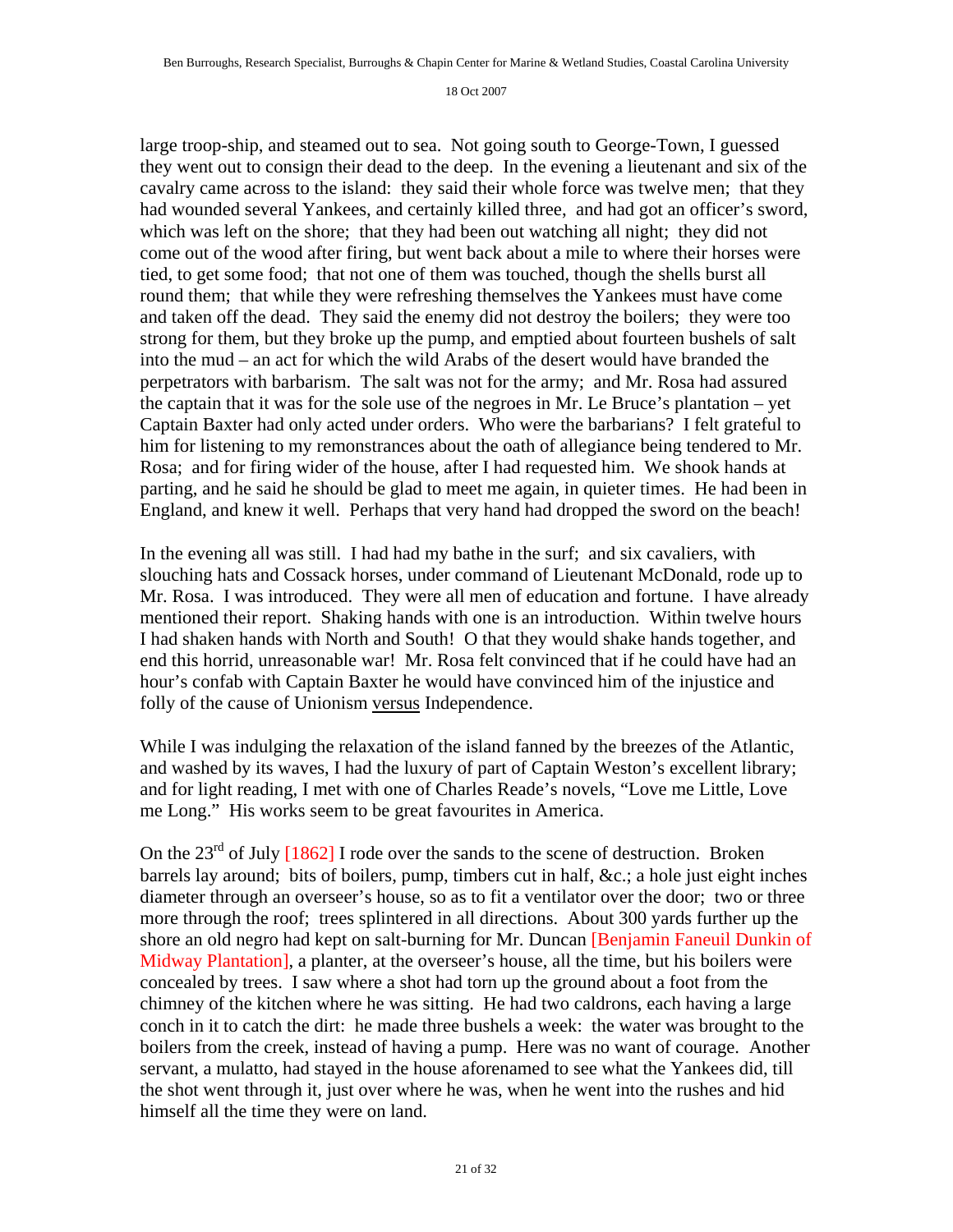large troop-ship, and steamed out to sea. Not going south to George-Town, I guessed they went out to consign their dead to the deep. In the evening a lieutenant and six of the cavalry came across to the island: they said their whole force was twelve men; that they had wounded several Yankees, and certainly killed three, and had got an officer's sword, which was left on the shore; that they had been out watching all night; they did not come out of the wood after firing, but went back about a mile to where their horses were tied, to get some food; that not one of them was touched, though the shells burst all round them; that while they were refreshing themselves the Yankees must have come and taken off the dead. They said the enemy did not destroy the boilers; they were too strong for them, but they broke up the pump, and emptied about fourteen bushels of salt into the mud – an act for which the wild Arabs of the desert would have branded the perpetrators with barbarism. The salt was not for the army; and Mr. Rosa had assured the captain that it was for the sole use of the negroes in Mr. Le Bruce's plantation – yet Captain Baxter had only acted under orders. Who were the barbarians? I felt grateful to him for listening to my remonstrances about the oath of allegiance being tendered to Mr. Rosa; and for firing wider of the house, after I had requested him. We shook hands at parting, and he said he should be glad to meet me again, in quieter times. He had been in England, and knew it well. Perhaps that very hand had dropped the sword on the beach!

In the evening all was still. I had had my bathe in the surf; and six cavaliers, with slouching hats and Cossack horses, under command of Lieutenant McDonald, rode up to Mr. Rosa. I was introduced. They were all men of education and fortune. I have already mentioned their report. Shaking hands with one is an introduction. Within twelve hours I had shaken hands with North and South! O that they would shake hands together, and end this horrid, unreasonable war! Mr. Rosa felt convinced that if he could have had an hour's confab with Captain Baxter he would have convinced him of the injustice and folly of the cause of Unionism versus Independence.

While I was indulging the relaxation of the island fanned by the breezes of the Atlantic, and washed by its waves, I had the luxury of part of Captain Weston's excellent library; and for light reading, I met with one of Charles Reade's novels, "Love me Little, Love me Long." His works seem to be great favourites in America.

On the 23rd of July [1862] I rode over the sands to the scene of destruction. Broken barrels lay around; bits of boilers, pump, timbers cut in half, &c.; a hole just eight inches diameter through an overseer's house, so as to fit a ventilator over the door; two or three more through the roof; trees splintered in all directions. About 300 yards further up the shore an old negro had kept on salt-burning for Mr. Duncan [Benjamin Faneuil Dunkin of Midway Plantation], a planter, at the overseer's house, all the time, but his boilers were concealed by trees. I saw where a shot had torn up the ground about a foot from the chimney of the kitchen where he was sitting. He had two caldrons, each having a large conch in it to catch the dirt: he made three bushels a week: the water was brought to the boilers from the creek, instead of having a pump. Here was no want of courage. Another servant, a mulatto, had stayed in the house aforenamed to see what the Yankees did, till the shot went through it, just over where he was, when he went into the rushes and hid himself all the time they were on land.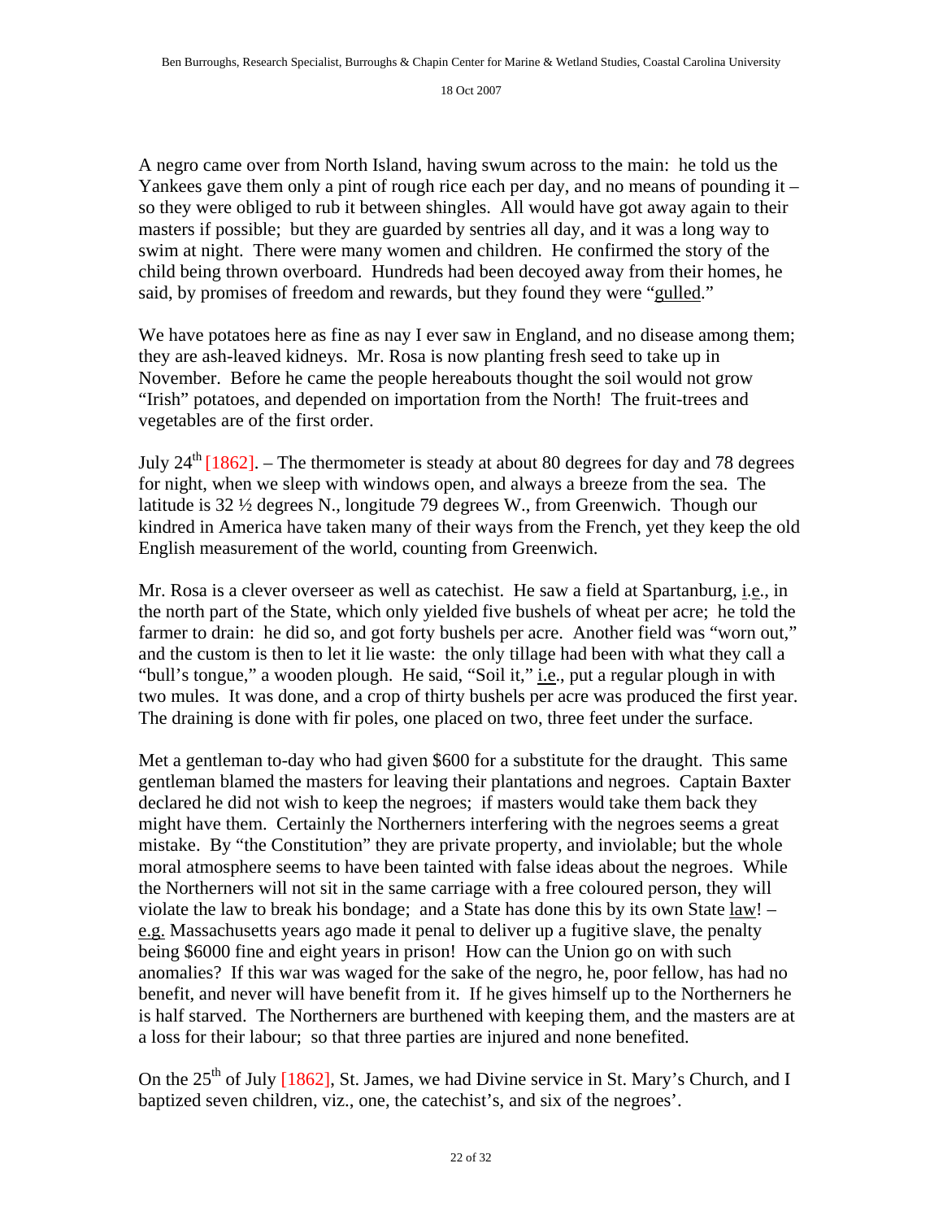A negro came over from North Island, having swum across to the main: he told us the Yankees gave them only a pint of rough rice each per day, and no means of pounding it – so they were obliged to rub it between shingles. All would have got away again to their masters if possible; but they are guarded by sentries all day, and it was a long way to swim at night. There were many women and children. He confirmed the story of the child being thrown overboard. Hundreds had been decoyed away from their homes, he said, by promises of freedom and rewards, but they found they were "gulled."

We have potatoes here as fine as nay I ever saw in England, and no disease among them; they are ash-leaved kidneys. Mr. Rosa is now planting fresh seed to take up in November. Before he came the people hereabouts thought the soil would not grow "Irish" potatoes, and depended on importation from the North! The fruit-trees and vegetables are of the first order.

July 24th [1862]. – The thermometer is steady at about 80 degrees for day and 78 degrees for night, when we sleep with windows open, and always a breeze from the sea. The latitude is 32 ½ degrees N., longitude 79 degrees W., from Greenwich. Though our kindred in America have taken many of their ways from the French, yet they keep the old English measurement of the world, counting from Greenwich.

Mr. Rosa is a clever overseer as well as catechist. He saw a field at Spartanburg, i.e., in the north part of the State, which only yielded five bushels of wheat per acre; he told the farmer to drain: he did so, and got forty bushels per acre. Another field was "worn out," and the custom is then to let it lie waste: the only tillage had been with what they call a "bull's tongue," a wooden plough. He said, "Soil it," i.e., put a regular plough in with two mules. It was done, and a crop of thirty bushels per acre was produced the first year. The draining is done with fir poles, one placed on two, three feet under the surface.

Met a gentleman to-day who had given $600 for a substitute for the draught. This same gentleman blamed the masters for leaving their plantations and negroes. Captain Baxter declared he did not wish to keep the negroes; if masters would take them back they might have them. Certainly the Northerners interfering with the negroes seems a great mistake. By "the Constitution" they are private property, and inviolable; but the whole moral atmosphere seems to have been tainted with false ideas about the negroes. While the Northerners will not sit in the same carriage with a free coloured person, they will violate the law to break his bondage; and a State has done this by its own State law! – e.g. Massachusetts years ago made it penal to deliver up a fugitive slave, the penalty being $6000 fine and eight years in prison! How can the Union go on with such anomalies? If this war was waged for the sake of the negro, he, poor fellow, has had no benefit, and never will have benefit from it. If he gives himself up to the Northerners he is half starved. The Northerners are burthened with keeping them, and the masters are at a loss for their labour; so that three parties are injured and none benefited.

On the 25th of July [1862], St. James, we had Divine service in St. Mary's Church, and I baptized seven children, viz., one, the catechist's, and six of the negroes'.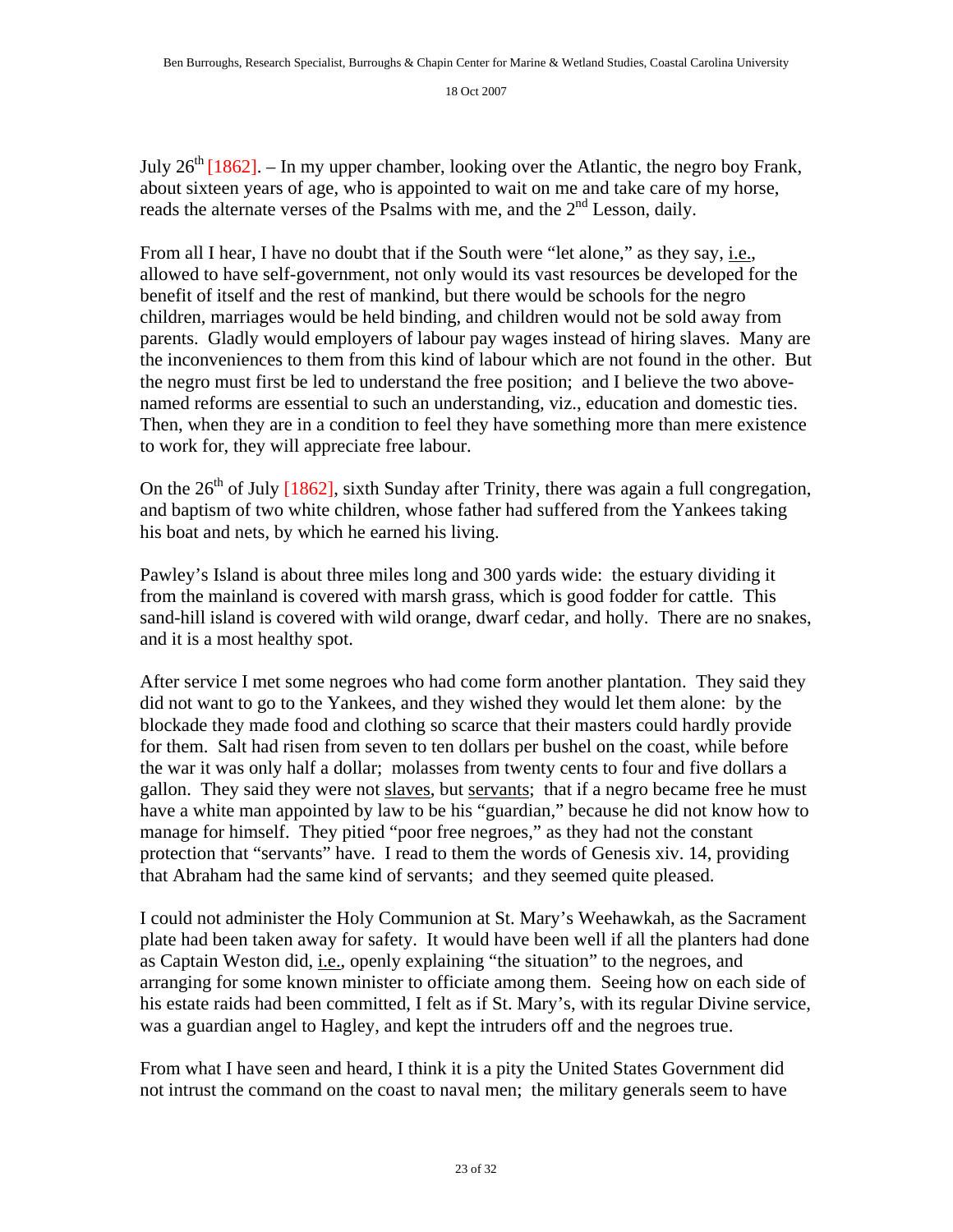July 26th [1862]. – In my upper chamber, looking over the Atlantic, the negro boy Frank, about sixteen years of age, who is appointed to wait on me and take care of my horse, reads the alternate verses of the Psalms with me, and the 2nd Lesson, daily.

From all I hear, I have no doubt that if the South were "let alone," as they say, i.e., allowed to have self-government, not only would its vast resources be developed for the benefit of itself and the rest of mankind, but there would be schools for the negro children, marriages would be held binding, and children would not be sold away from parents. Gladly would employers of labour pay wages instead of hiring slaves. Many are the inconveniences to them from this kind of labour which are not found in the other. But the negro must first be led to understand the free position; and I believe the two above-named reforms are essential to such an understanding, viz., education and domestic ties. Then, when they are in a condition to feel they have something more than mere existence to work for, they will appreciate free labour.

On the 26th of July [1862], sixth Sunday after Trinity, there was again a full congregation, and baptism of two white children, whose father had suffered from the Yankees taking his boat and nets, by which he earned his living.

Pawley's Island is about three miles long and 300 yards wide: the estuary dividing it from the mainland is covered with marsh grass, which is good fodder for cattle. This sand-hill island is covered with wild orange, dwarf cedar, and holly. There are no snakes, and it is a most healthy spot.

After service I met some negroes who had come form another plantation. They said they did not want to go to the Yankees, and they wished they would let them alone: by the blockade they made food and clothing so scarce that their masters could hardly provide for them. Salt had risen from seven to ten dollars per bushel on the coast, while before the war it was only half a dollar; molasses from twenty cents to four and five dollars a gallon. They said they were not slaves, but servants; that if a negro became free he must have a white man appointed by law to be his "guardian," because he did not know how to manage for himself. They pitied "poor free negroes," as they had not the constant protection that "servants" have. I read to them the words of Genesis xiv. 14, providing that Abraham had the same kind of servants; and they seemed quite pleased.

I could not administer the Holy Communion at St. Mary's Weehawkah, as the Sacrament plate had been taken away for safety. It would have been well if all the planters had done as Captain Weston did, i.e., openly explaining "the situation" to the negroes, and arranging for some known minister to officiate among them. Seeing how on each side of his estate raids had been committed, I felt as if St. Mary's, with its regular Divine service, was a guardian angel to Hagley, and kept the intruders off and the negroes true.

From what I have seen and heard, I think it is a pity the United States Government did not intrust the command on the coast to naval men; the military generals seem to have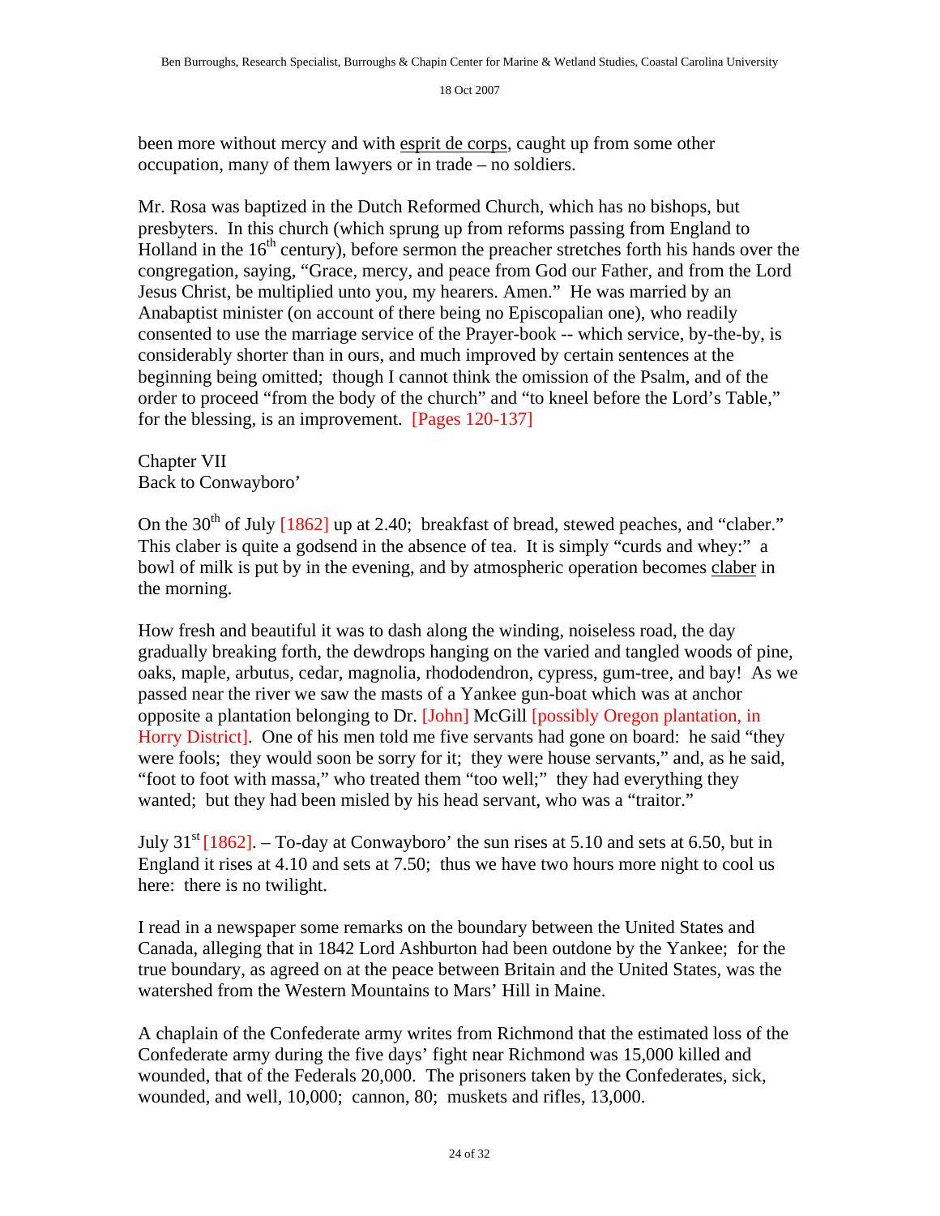been more without mercy and with esprit de corps, caught up from some other occupation, many of them lawyers or in trade – no soldiers.

Mr. Rosa was baptized in the Dutch Reformed Church, which has no bishops, but presbyters. In this church (which sprung up from reforms passing from England to Holland in the 16th century), before sermon the preacher stretches forth his hands over the congregation, saying, "Grace, mercy, and peace from God our Father, and from the Lord Jesus Christ, be multiplied unto you, my hearers. Amen." He was married by an Anabaptist minister (on account of there being no Episcopalian one), who readily consented to use the marriage service of the Prayer-book -- which service, by-the-by, is considerably shorter than in ours, and much improved by certain sentences at the beginning being omitted; though I cannot think the omission of the Psalm, and of the order to proceed "from the body of the church" and "to kneel before the Lord's Table," for the blessing, is an improvement. [Pages 120-137]

Chapter VII
Back to Conwayboro'

On the 30th of July [1862] up at 2.40; breakfast of bread, stewed peaches, and "claber." This claber is quite a godsend in the absence of tea. It is simply "curds and whey:" a bowl of milk is put by in the evening, and by atmospheric operation becomes claber in the morning.

How fresh and beautiful it was to dash along the winding, noiseless road, the day gradually breaking forth, the dewdrops hanging on the varied and tangled woods of pine, oaks, maple, arbutus, cedar, magnolia, rhododendron, cypress, gum-tree, and bay! As we passed near the river we saw the masts of a Yankee gun-boat which was at anchor opposite a plantation belonging to Dr. [John] McGill [possibly Oregon plantation, in Horry District]. One of his men told me five servants had gone on board: he said "they were fools; they would soon be sorry for it; they were house servants," and, as he said, "foot to foot with massa," who treated them "too well;" they had everything they wanted; but they had been misled by his head servant, who was a "traitor."

July 31st [1862]. – To-day at Conwayboro' the sun rises at 5.10 and sets at 6.50, but in England it rises at 4.10 and sets at 7.50; thus we have two hours more night to cool us here: there is no twilight.

I read in a newspaper some remarks on the boundary between the United States and Canada, alleging that in 1842 Lord Ashburton had been outdone by the Yankee; for the true boundary, as agreed on at the peace between Britain and the United States, was the watershed from the Western Mountains to Mars' Hill in Maine.

A chaplain of the Confederate army writes from Richmond that the estimated loss of the Confederate army during the five days' fight near Richmond was 15,000 killed and wounded, that of the Federals 20,000. The prisoners taken by the Confederates, sick, wounded, and well, 10,000; cannon, 80; muskets and rifles, 13,000.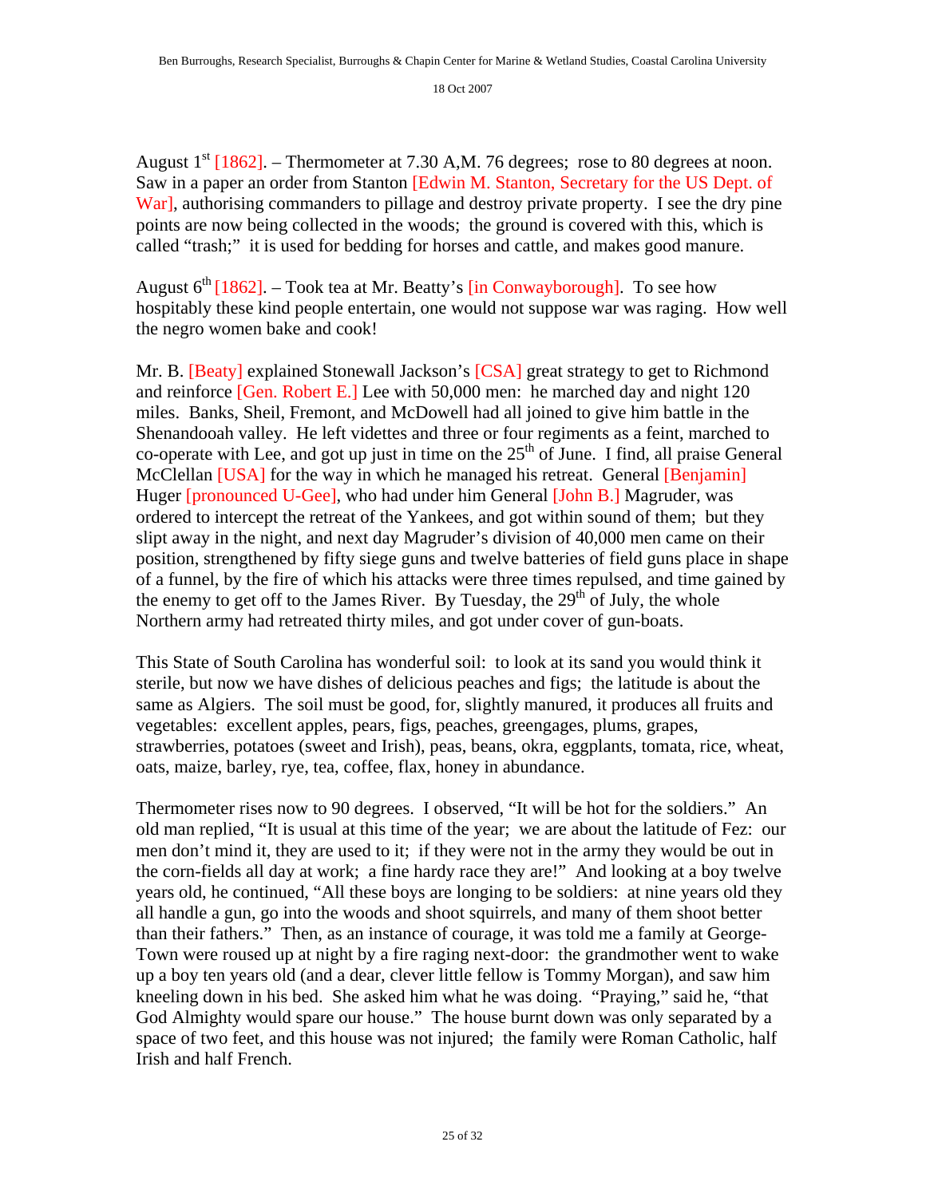August 1st [1862]. – Thermometer at 7.30 A,M. 76 degrees; rose to 80 degrees at noon. Saw in a paper an order from Stanton [Edwin M. Stanton, Secretary for the US Dept. of War], authorising commanders to pillage and destroy private property. I see the dry pine points are now being collected in the woods; the ground is covered with this, which is called "trash;" it is used for bedding for horses and cattle, and makes good manure.

August 6th [1862]. – Took tea at Mr. Beatty's [in Conwayborough]. To see how hospitably these kind people entertain, one would not suppose war was raging. How well the negro women bake and cook!

Mr. B. [Beaty] explained Stonewall Jackson's [CSA] great strategy to get to Richmond and reinforce [Gen. Robert E.] Lee with 50,000 men: he marched day and night 120 miles. Banks, Sheil, Fremont, and McDowell had all joined to give him battle in the Shenandooah valley. He left videttes and three or four regiments as a feint, marched to co-operate with Lee, and got up just in time on the 25th of June. I find, all praise General McClellan [USA] for the way in which he managed his retreat. General [Benjamin] Huger [pronounced U-Gee], who had under him General [John B.] Magruder, was ordered to intercept the retreat of the Yankees, and got within sound of them; but they slipt away in the night, and next day Magruder's division of 40,000 men came on their position, strengthened by fifty siege guns and twelve batteries of field guns place in shape of a funnel, by the fire of which his attacks were three times repulsed, and time gained by the enemy to get off to the James River. By Tuesday, the 29th of July, the whole Northern army had retreated thirty miles, and got under cover of gun-boats.

This State of South Carolina has wonderful soil: to look at its sand you would think it sterile, but now we have dishes of delicious peaches and figs; the latitude is about the same as Algiers. The soil must be good, for, slightly manured, it produces all fruits and vegetables: excellent apples, pears, figs, peaches, greengages, plums, grapes, strawberries, potatoes (sweet and Irish), peas, beans, okra, eggplants, tomata, rice, wheat, oats, maize, barley, rye, tea, coffee, flax, honey in abundance.

Thermometer rises now to 90 degrees. I observed, "It will be hot for the soldiers." An old man replied, "It is usual at this time of the year; we are about the latitude of Fez: our men don't mind it, they are used to it; if they were not in the army they would be out in the corn-fields all day at work; a fine hardy race they are!" And looking at a boy twelve years old, he continued, "All these boys are longing to be soldiers: at nine years old they all handle a gun, go into the woods and shoot squirrels, and many of them shoot better than their fathers." Then, as an instance of courage, it was told me a family at George-Town were roused up at night by a fire raging next-door: the grandmother went to wake up a boy ten years old (and a dear, clever little fellow is Tommy Morgan), and saw him kneeling down in his bed. She asked him what he was doing. "Praying," said he, "that God Almighty would spare our house." The house burnt down was only separated by a space of two feet, and this house was not injured; the family were Roman Catholic, half Irish and half French.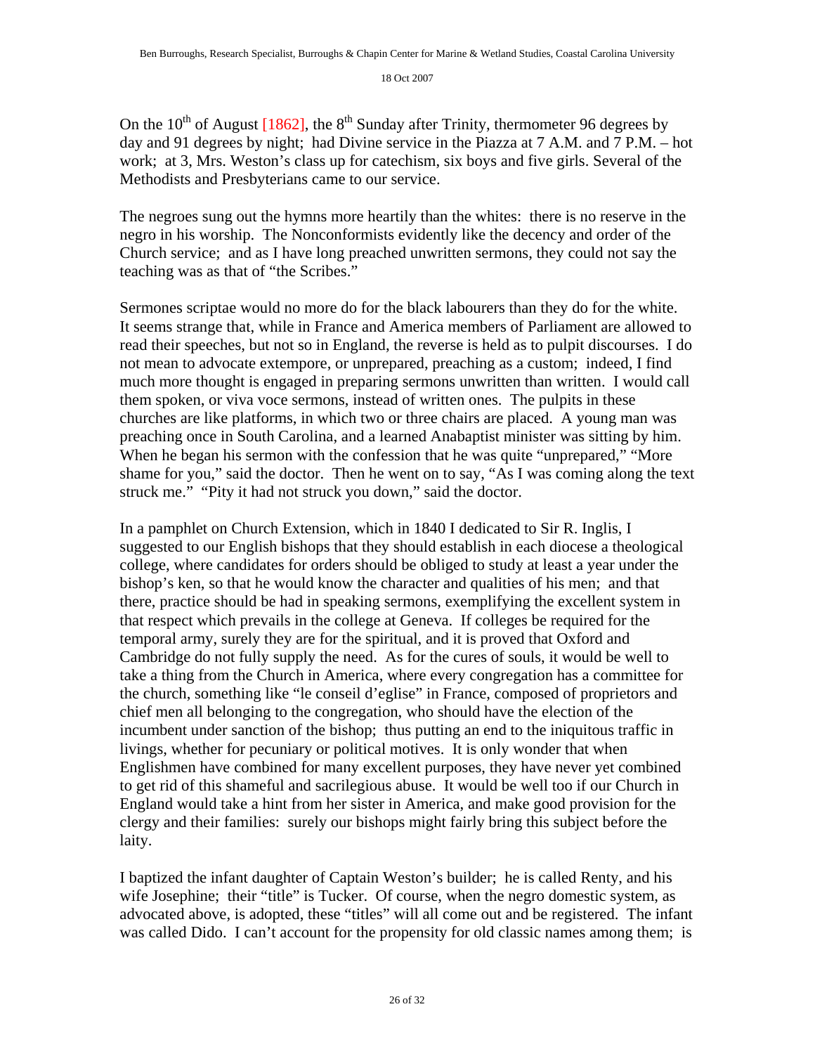On the 10th of August [1862], the 8th Sunday after Trinity, thermometer 96 degrees by day and 91 degrees by night; had Divine service in the Piazza at 7 A.M. and 7 P.M. – hot work; at 3, Mrs. Weston's class up for catechism, six boys and five girls. Several of the Methodists and Presbyterians came to our service.

The negroes sung out the hymns more heartily than the whites: there is no reserve in the negro in his worship. The Nonconformists evidently like the decency and order of the Church service; and as I have long preached unwritten sermons, they could not say the teaching was as that of "the Scribes."

Sermones scriptae would no more do for the black labourers than they do for the white. It seems strange that, while in France and America members of Parliament are allowed to read their speeches, but not so in England, the reverse is held as to pulpit discourses. I do not mean to advocate extempore, or unprepared, preaching as a custom; indeed, I find much more thought is engaged in preparing sermons unwritten than written. I would call them spoken, or viva voce sermons, instead of written ones. The pulpits in these churches are like platforms, in which two or three chairs are placed. A young man was preaching once in South Carolina, and a learned Anabaptist minister was sitting by him. When he began his sermon with the confession that he was quite "unprepared," "More shame for you," said the doctor. Then he went on to say, "As I was coming along the text struck me." "Pity it had not struck you down," said the doctor.

In a pamphlet on Church Extension, which in 1840 I dedicated to Sir R. Inglis, I suggested to our English bishops that they should establish in each diocese a theological college, where candidates for orders should be obliged to study at least a year under the bishop's ken, so that he would know the character and qualities of his men; and that there, practice should be had in speaking sermons, exemplifying the excellent system in that respect which prevails in the college at Geneva. If colleges be required for the temporal army, surely they are for the spiritual, and it is proved that Oxford and Cambridge do not fully supply the need. As for the cures of souls, it would be well to take a thing from the Church in America, where every congregation has a committee for the church, something like "le conseil d'eglise" in France, composed of proprietors and chief men all belonging to the congregation, who should have the election of the incumbent under sanction of the bishop; thus putting an end to the iniquitous traffic in livings, whether for pecuniary or political motives. It is only wonder that when Englishmen have combined for many excellent purposes, they have never yet combined to get rid of this shameful and sacrilegious abuse. It would be well too if our Church in England would take a hint from her sister in America, and make good provision for the clergy and their families: surely our bishops might fairly bring this subject before the laity.

I baptized the infant daughter of Captain Weston's builder; he is called Renty, and his wife Josephine; their "title" is Tucker. Of course, when the negro domestic system, as advocated above, is adopted, these "titles" will all come out and be registered. The infant was called Dido. I can't account for the propensity for old classic names among them; is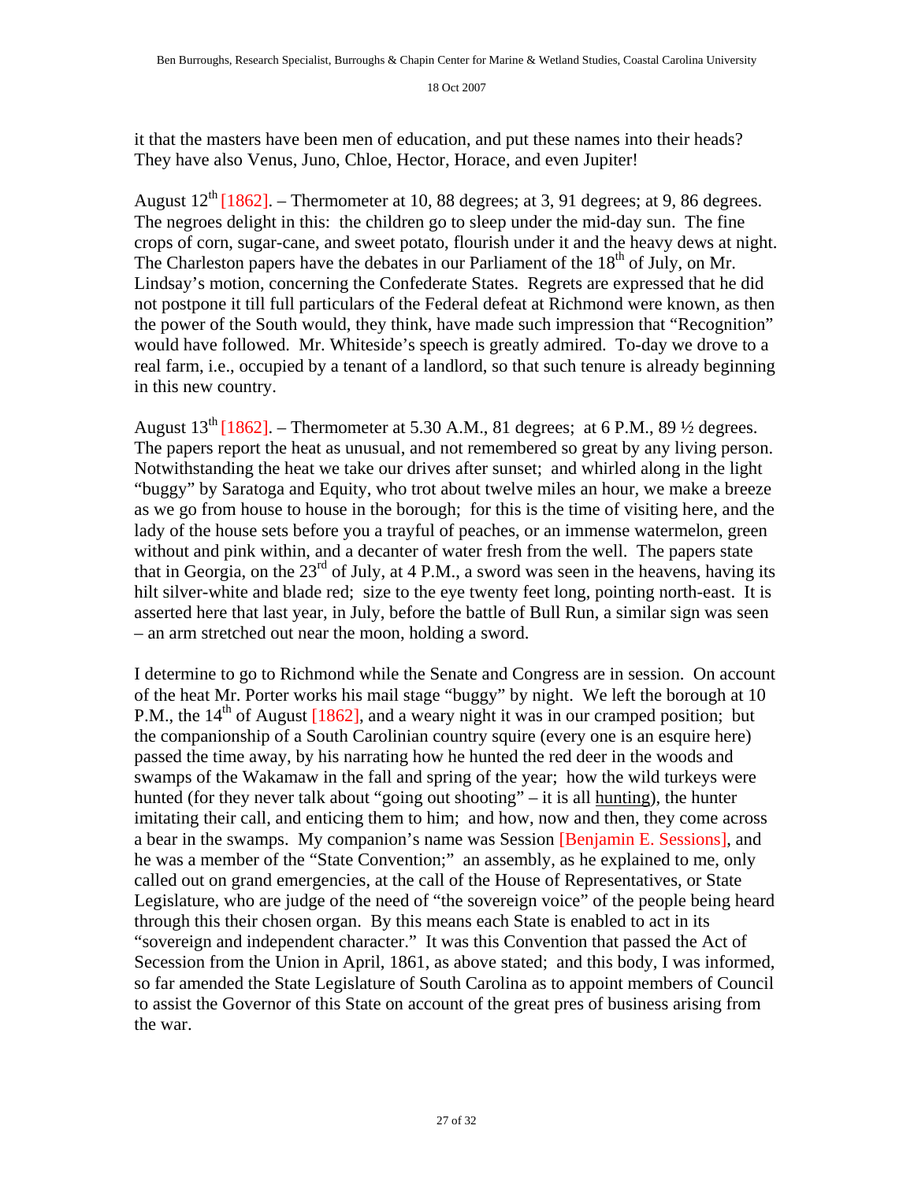it that the masters have been men of education, and put these names into their heads? They have also Venus, Juno, Chloe, Hector, Horace, and even Jupiter!

August 12th [1862]. – Thermometer at 10, 88 degrees; at 3, 91 degrees; at 9, 86 degrees. The negroes delight in this: the children go to sleep under the mid-day sun. The fine crops of corn, sugar-cane, and sweet potato, flourish under it and the heavy dews at night. The Charleston papers have the debates in our Parliament of the 18th of July, on Mr. Lindsay's motion, concerning the Confederate States. Regrets are expressed that he did not postpone it till full particulars of the Federal defeat at Richmond were known, as then the power of the South would, they think, have made such impression that "Recognition" would have followed. Mr. Whiteside's speech is greatly admired. To-day we drove to a real farm, i.e., occupied by a tenant of a landlord, so that such tenure is already beginning in this new country.

August 13th [1862]. – Thermometer at 5.30 A.M., 81 degrees; at 6 P.M., 89 ½ degrees. The papers report the heat as unusual, and not remembered so great by any living person. Notwithstanding the heat we take our drives after sunset; and whirled along in the light "buggy" by Saratoga and Equity, who trot about twelve miles an hour, we make a breeze as we go from house to house in the borough; for this is the time of visiting here, and the lady of the house sets before you a trayful of peaches, or an immense watermelon, green without and pink within, and a decanter of water fresh from the well. The papers state that in Georgia, on the 23rd of July, at 4 P.M., a sword was seen in the heavens, having its hilt silver-white and blade red; size to the eye twenty feet long, pointing north-east. It is asserted here that last year, in July, before the battle of Bull Run, a similar sign was seen – an arm stretched out near the moon, holding a sword.

I determine to go to Richmond while the Senate and Congress are in session. On account of the heat Mr. Porter works his mail stage "buggy" by night. We left the borough at 10 P.M., the 14th of August [1862], and a weary night it was in our cramped position; but the companionship of a South Carolinian country squire (every one is an esquire here) passed the time away, by his narrating how he hunted the red deer in the woods and swamps of the Wakamaw in the fall and spring of the year; how the wild turkeys were hunted (for they never talk about "going out shooting" – it is all hunting), the hunter imitating their call, and enticing them to him; and how, now and then, they come across a bear in the swamps. My companion's name was Session [Benjamin E. Sessions], and he was a member of the "State Convention;" an assembly, as he explained to me, only called out on grand emergencies, at the call of the House of Representatives, or State Legislature, who are judge of the need of "the sovereign voice" of the people being heard through this their chosen organ. By this means each State is enabled to act in its "sovereign and independent character." It was this Convention that passed the Act of Secession from the Union in April, 1861, as above stated; and this body, I was informed, so far amended the State Legislature of South Carolina as to appoint members of Council to assist the Governor of this State on account of the great pres of business arising from the war.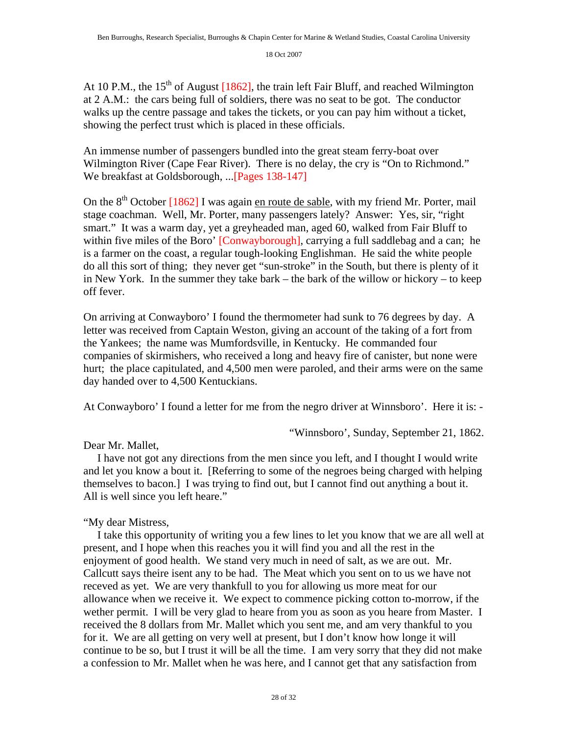At 10 P.M., the 15th of August [1862], the train left Fair Bluff, and reached Wilmington at 2 A.M.: the cars being full of soldiers, there was no seat to be got. The conductor walks up the centre passage and takes the tickets, or you can pay him without a ticket, showing the perfect trust which is placed in these officials.

An immense number of passengers bundled into the great steam ferry-boat over Wilmington River (Cape Fear River). There is no delay, the cry is "On to Richmond." We breakfast at Goldsborough, ...[Pages 138-147]

On the 8th October [1862] I was again en route de sable, with my friend Mr. Porter, mail stage coachman. Well, Mr. Porter, many passengers lately? Answer: Yes, sir, "right smart." It was a warm day, yet a greyheaded man, aged 60, walked from Fair Bluff to within five miles of the Boro' [Conwayborough], carrying a full saddlebag and a can; he is a farmer on the coast, a regular tough-looking Englishman. He said the white people do all this sort of thing; they never get "sun-stroke" in the South, but there is plenty of it in New York. In the summer they take bark – the bark of the willow or hickory – to keep off fever.

On arriving at Conwayboro' I found the thermometer had sunk to 76 degrees by day. A letter was received from Captain Weston, giving an account of the taking of a fort from the Yankees; the name was Mumfordsville, in Kentucky. He commanded four companies of skirmishers, who received a long and heavy fire of canister, but none were hurt; the place capitulated, and 4,500 men were paroled, and their arms were on the same day handed over to 4,500 Kentuckians.

At Conwayboro' I found a letter for me from the negro driver at Winnsboro'. Here it is: -

"Winnsboro', Sunday, September 21, 1862.

Dear Mr. Mallet,

I have not got any directions from the men since you left, and I thought I would write and let you know a bout it. [Referring to some of the negroes being charged with helping themselves to bacon.] I was trying to find out, but I cannot find out anything a bout it. All is well since you left heare."

"My dear Mistress,

I take this opportunity of writing you a few lines to let you know that we are all well at present, and I hope when this reaches you it will find you and all the rest in the enjoyment of good health. We stand very much in need of salt, as we are out. Mr. Callcutt says theire isent any to be had. The Meat which you sent on to us we have not receved as yet. We are very thankfull to you for allowing us more meat for our allowance when we receive it. We expect to commence picking cotton to-morrow, if the wether permit. I will be very glad to heare from you as soon as you heare from Master. I received the 8 dollars from Mr. Mallet which you sent me, and am very thankful to you for it. We are all getting on very well at present, but I don't know how longe it will continue to be so, but I trust it will be all the time. I am very sorry that they did not make a confession to Mr. Mallet when he was here, and I cannot get that any satisfaction from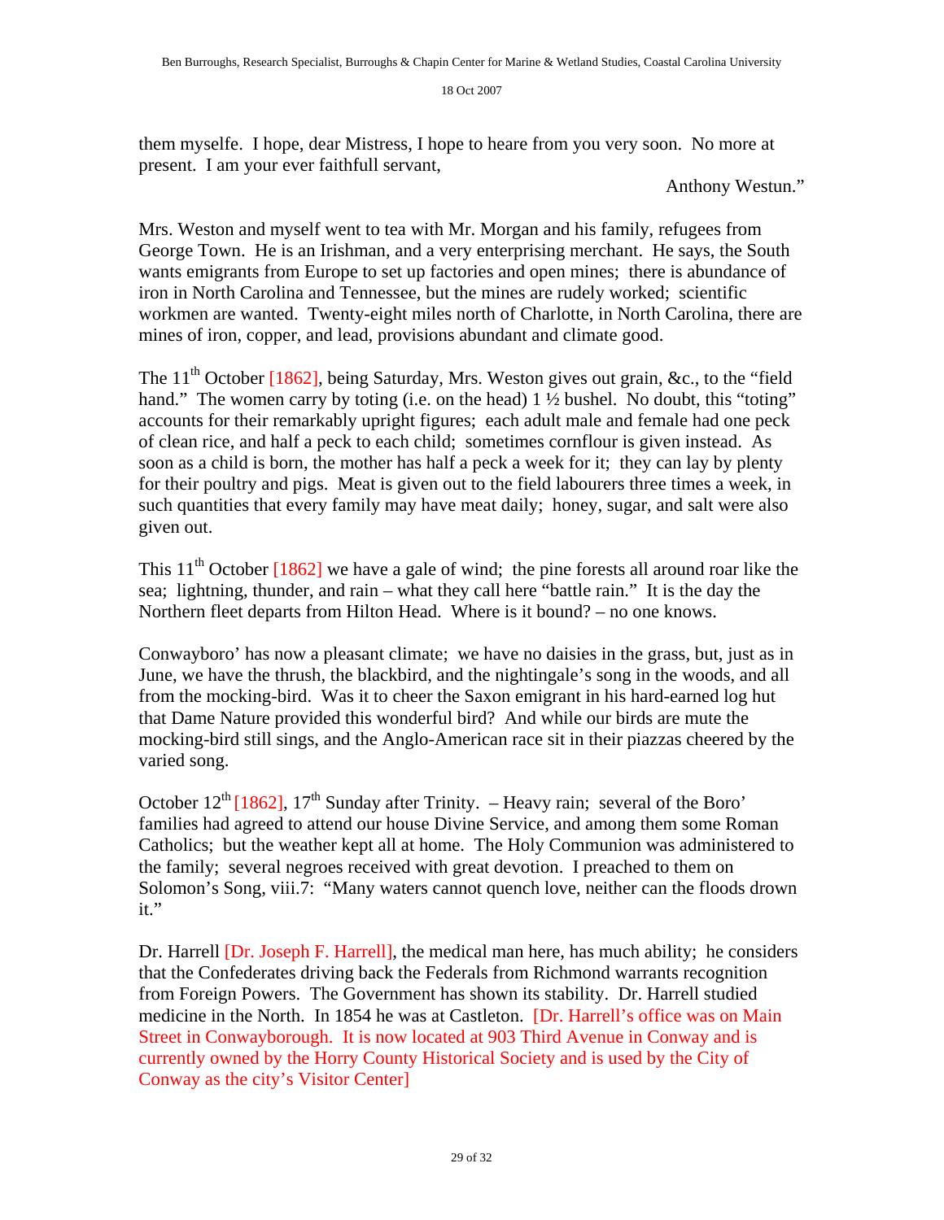them myselfe. I hope, dear Mistress, I hope to heare from you very soon. No more at present. I am your ever faithfull servant,

Anthony Westun."

Mrs. Weston and myself went to tea with Mr. Morgan and his family, refugees from George Town. He is an Irishman, and a very enterprising merchant. He says, the South wants emigrants from Europe to set up factories and open mines; there is abundance of iron in North Carolina and Tennessee, but the mines are rudely worked; scientific workmen are wanted. Twenty-eight miles north of Charlotte, in North Carolina, there are mines of iron, copper, and lead, provisions abundant and climate good.

The 11th October [1862], being Saturday, Mrs. Weston gives out grain, &c., to the "field hand." The women carry by toting (i.e. on the head) 1 ½ bushel. No doubt, this "toting" accounts for their remarkably upright figures; each adult male and female had one peck of clean rice, and half a peck to each child; sometimes cornflour is given instead. As soon as a child is born, the mother has half a peck a week for it; they can lay by plenty for their poultry and pigs. Meat is given out to the field labourers three times a week, in such quantities that every family may have meat daily; honey, sugar, and salt were also given out.

This 11th October [1862] we have a gale of wind; the pine forests all around roar like the sea; lightning, thunder, and rain – what they call here "battle rain." It is the day the Northern fleet departs from Hilton Head. Where is it bound? – no one knows.

Conwayboro' has now a pleasant climate; we have no daisies in the grass, but, just as in June, we have the thrush, the blackbird, and the nightingale's song in the woods, and all from the mocking-bird. Was it to cheer the Saxon emigrant in his hard-earned log hut that Dame Nature provided this wonderful bird? And while our birds are mute the mocking-bird still sings, and the Anglo-American race sit in their piazzas cheered by the varied song.

October 12th [1862], 17th Sunday after Trinity. – Heavy rain; several of the Boro' families had agreed to attend our house Divine Service, and among them some Roman Catholics; but the weather kept all at home. The Holy Communion was administered to the family; several negroes received with great devotion. I preached to them on Solomon's Song, viii.7: "Many waters cannot quench love, neither can the floods drown it."

Dr. Harrell [Dr. Joseph F. Harrell], the medical man here, has much ability; he considers that the Confederates driving back the Federals from Richmond warrants recognition from Foreign Powers. The Government has shown its stability. Dr. Harrell studied medicine in the North. In 1854 he was at Castleton. [Dr. Harrell's office was on Main Street in Conwayborough. It is now located at 903 Third Avenue in Conway and is currently owned by the Horry County Historical Society and is used by the City of Conway as the city's Visitor Center]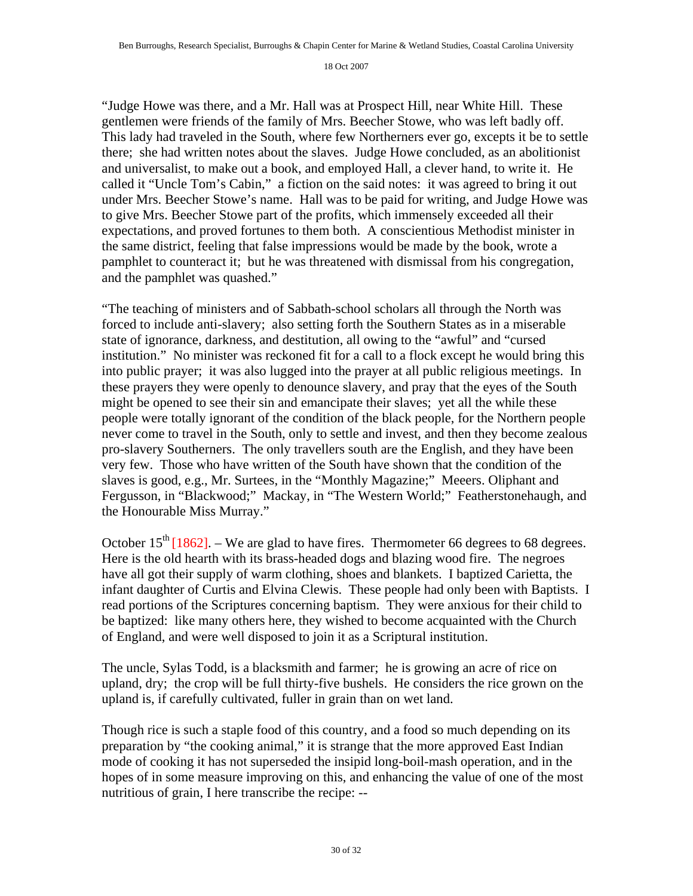"Judge Howe was there, and a Mr. Hall was at Prospect Hill, near White Hill. These gentlemen were friends of the family of Mrs. Beecher Stowe, who was left badly off. This lady had traveled in the South, where few Northerners ever go, excepts it be to settle there; she had written notes about the slaves. Judge Howe concluded, as an abolitionist and universalist, to make out a book, and employed Hall, a clever hand, to write it. He called it "Uncle Tom's Cabin," a fiction on the said notes: it was agreed to bring it out under Mrs. Beecher Stowe's name. Hall was to be paid for writing, and Judge Howe was to give Mrs. Beecher Stowe part of the profits, which immensely exceeded all their expectations, and proved fortunes to them both. A conscientious Methodist minister in the same district, feeling that false impressions would be made by the book, wrote a pamphlet to counteract it; but he was threatened with dismissal from his congregation, and the pamphlet was quashed."

"The teaching of ministers and of Sabbath-school scholars all through the North was forced to include anti-slavery; also setting forth the Southern States as in a miserable state of ignorance, darkness, and destitution, all owing to the "awful" and "cursed institution." No minister was reckoned fit for a call to a flock except he would bring this into public prayer; it was also lugged into the prayer at all public religious meetings. In these prayers they were openly to denounce slavery, and pray that the eyes of the South might be opened to see their sin and emancipate their slaves; yet all the while these people were totally ignorant of the condition of the black people, for the Northern people never come to travel in the South, only to settle and invest, and then they become zealous pro-slavery Southerners. The only travellers south are the English, and they have been very few. Those who have written of the South have shown that the condition of the slaves is good, e.g., Mr. Surtees, in the "Monthly Magazine;" Meeers. Oliphant and Fergusson, in "Blackwood;" Mackay, in "The Western World;" Featherstonehaugh, and the Honourable Miss Murray."

October 15th [1862]. – We are glad to have fires. Thermometer 66 degrees to 68 degrees. Here is the old hearth with its brass-headed dogs and blazing wood fire. The negroes have all got their supply of warm clothing, shoes and blankets. I baptized Carietta, the infant daughter of Curtis and Elvina Clewis. These people had only been with Baptists. I read portions of the Scriptures concerning baptism. They were anxious for their child to be baptized: like many others here, they wished to become acquainted with the Church of England, and were well disposed to join it as a Scriptural institution.

The uncle, Sylas Todd, is a blacksmith and farmer; he is growing an acre of rice on upland, dry; the crop will be full thirty-five bushels. He considers the rice grown on the upland is, if carefully cultivated, fuller in grain than on wet land.

Though rice is such a staple food of this country, and a food so much depending on its preparation by "the cooking animal," it is strange that the more approved East Indian mode of cooking it has not superseded the insipid long-boil-mash operation, and in the hopes of in some measure improving on this, and enhancing the value of one of the most nutritious of grain, I here transcribe the recipe: --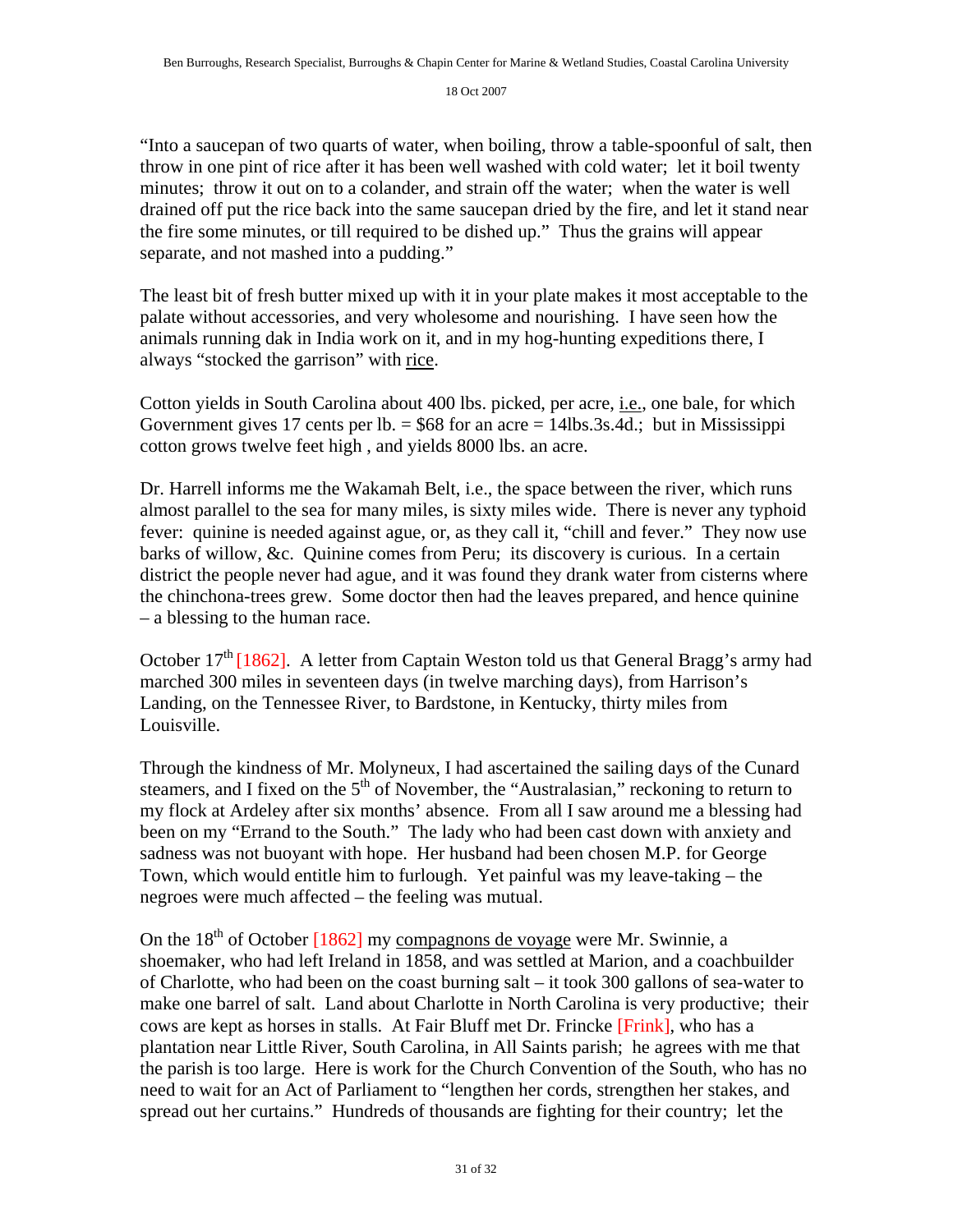"Into a saucepan of two quarts of water, when boiling, throw a table-spoonful of salt, then throw in one pint of rice after it has been well washed with cold water; let it boil twenty minutes; throw it out on to a colander, and strain off the water; when the water is well drained off put the rice back into the same saucepan dried by the fire, and let it stand near the fire some minutes, or till required to be dished up." Thus the grains will appear separate, and not mashed into a pudding."

The least bit of fresh butter mixed up with it in your plate makes it most acceptable to the palate without accessories, and very wholesome and nourishing. I have seen how the animals running dak in India work on it, and in my hog-hunting expeditions there, I always "stocked the garrison" with rice.

Cotton yields in South Carolina about 400 lbs. picked, per acre, i.e., one bale, for which Government gives 17 cents per lb. = $68 for an acre = 14lbs.3s.4d.; but in Mississippi cotton grows twelve feet high , and yields 8000 lbs. an acre.

Dr. Harrell informs me the Wakamah Belt, i.e., the space between the river, which runs almost parallel to the sea for many miles, is sixty miles wide. There is never any typhoid fever: quinine is needed against ague, or, as they call it, "chill and fever." They now use barks of willow, &c. Quinine comes from Peru; its discovery is curious. In a certain district the people never had ague, and it was found they drank water from cisterns where the chinchona-trees grew. Some doctor then had the leaves prepared, and hence quinine – a blessing to the human race.

October 17th [1862]. A letter from Captain Weston told us that General Bragg's army had marched 300 miles in seventeen days (in twelve marching days), from Harrison's Landing, on the Tennessee River, to Bardstone, in Kentucky, thirty miles from Louisville.

Through the kindness of Mr. Molyneux, I had ascertained the sailing days of the Cunard steamers, and I fixed on the 5th of November, the "Australasian," reckoning to return to my flock at Ardeley after six months' absence. From all I saw around me a blessing had been on my "Errand to the South." The lady who had been cast down with anxiety and sadness was not buoyant with hope. Her husband had been chosen M.P. for George Town, which would entitle him to furlough. Yet painful was my leave-taking – the negroes were much affected – the feeling was mutual.

On the 18th of October [1862] my compagnons de voyage were Mr. Swinnie, a shoemaker, who had left Ireland in 1858, and was settled at Marion, and a coachbuilder of Charlotte, who had been on the coast burning salt – it took 300 gallons of sea-water to make one barrel of salt. Land about Charlotte in North Carolina is very productive; their cows are kept as horses in stalls. At Fair Bluff met Dr. Frincke [Frink], who has a plantation near Little River, South Carolina, in All Saints parish; he agrees with me that the parish is too large. Here is work for the Church Convention of the South, who has no need to wait for an Act of Parliament to "lengthen her cords, strengthen her stakes, and spread out her curtains." Hundreds of thousands are fighting for their country; let the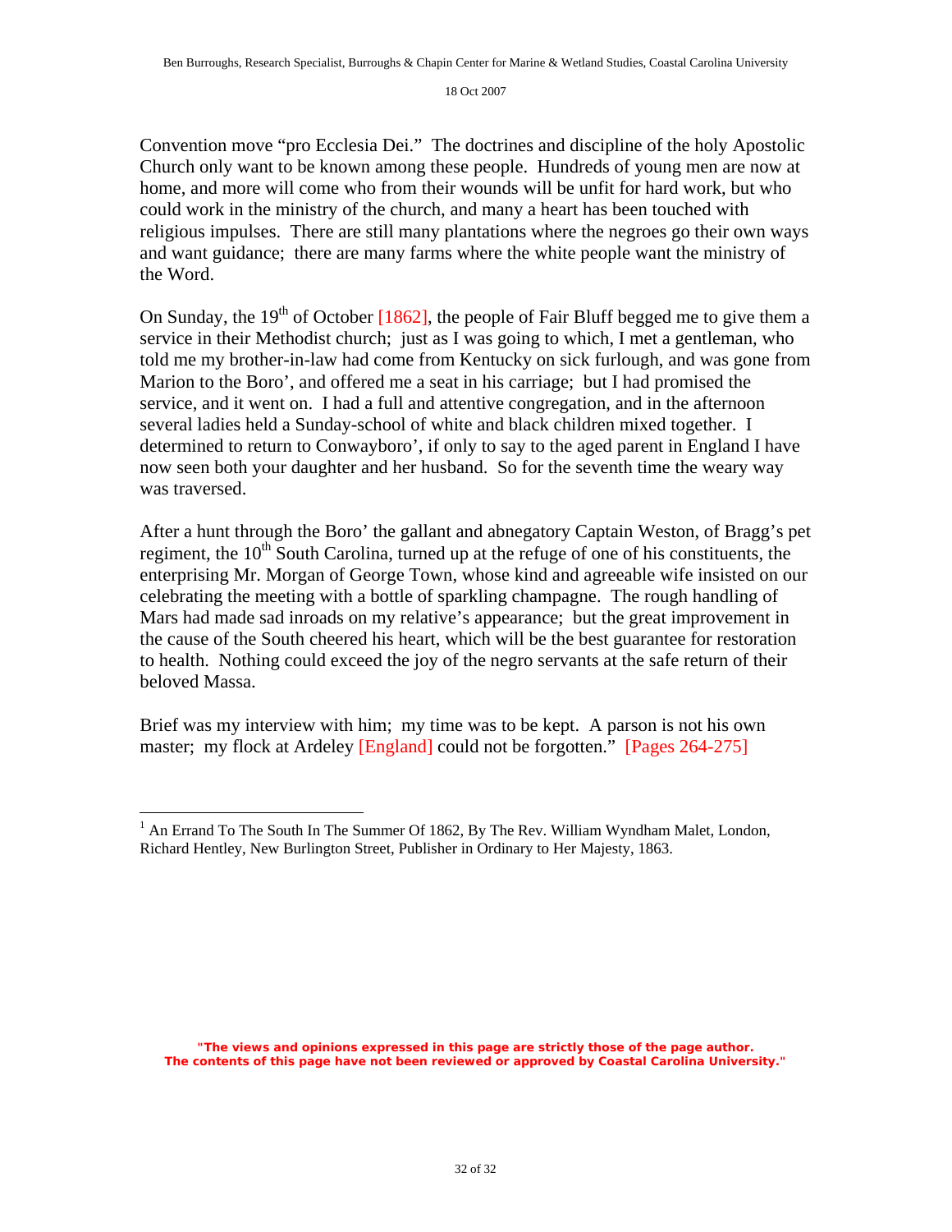Convention move "pro Ecclesia Dei." The doctrines and discipline of the holy Apostolic Church only want to be known among these people. Hundreds of young men are now at home, and more will come who from their wounds will be unfit for hard work, but who could work in the ministry of the church, and many a heart has been touched with religious impulses. There are still many plantations where the negroes go their own ways and want guidance; there are many farms where the white people want the ministry of the Word.

On Sunday, the 19th of October [1862], the people of Fair Bluff begged me to give them a service in their Methodist church; just as I was going to which, I met a gentleman, who told me my brother-in-law had come from Kentucky on sick furlough, and was gone from Marion to the Boro', and offered me a seat in his carriage; but I had promised the service, and it went on. I had a full and attentive congregation, and in the afternoon several ladies held a Sunday-school of white and black children mixed together. I determined to return to Conwayboro', if only to say to the aged parent in England I have now seen both your daughter and her husband. So for the seventh time the weary way was traversed.

After a hunt through the Boro' the gallant and abnegatory Captain Weston, of Bragg's pet regiment, the 10th South Carolina, turned up at the refuge of one of his constituents, the enterprising Mr. Morgan of George Town, whose kind and agreeable wife insisted on our celebrating the meeting with a bottle of sparkling champagne. The rough handling of Mars had made sad inroads on my relative's appearance; but the great improvement in the cause of the South cheered his heart, which will be the best guarantee for restoration to health. Nothing could exceed the joy of the negro servants at the safe return of their beloved Massa.

Brief was my interview with him; my time was to be kept. A parson is not his own master; my flock at Ardeley [England] could not be forgotten." [Pages 264-275]

---

[1] An Errand To The South In The Summer Of 1862, By The Rev. William Wyndham Malet, London, Richard Hentley, New Burlington Street, Publisher in Ordinary to Her Majesty, 1863.

**"The views and opinions expressed in this page are strictly those of the page author. The contents of this page have not been reviewed or approved by Coastal Carolina University."**